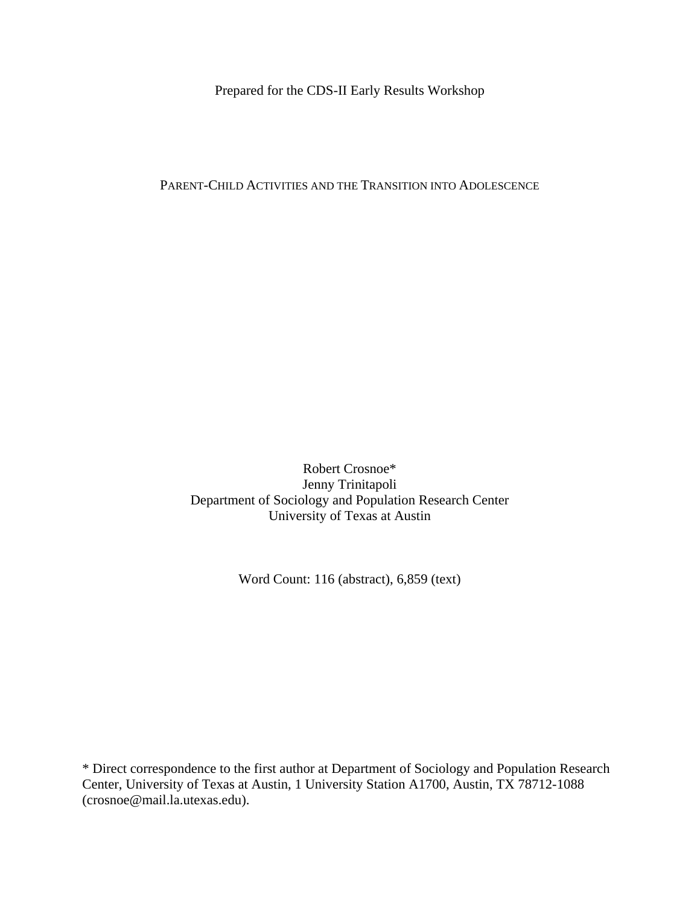Prepared for the CDS-II Early Results Workshop

# PARENT-CHILD ACTIVITIES AND THE TRANSITION INTO ADOLESCENCE

Robert Crosnoe*  
Jenny Trinitapoli  
Department of Sociology and Population Research Center  
University of Texas at Austin

Word Count: 116 (abstract), 6,859 (text)

* Direct correspondence to the first author at Department of Sociology and Population Research Center, University of Texas at Austin, 1 University Station A1700, Austin, TX 78712-1088 (crosnoe@mail.la.utexas.edu).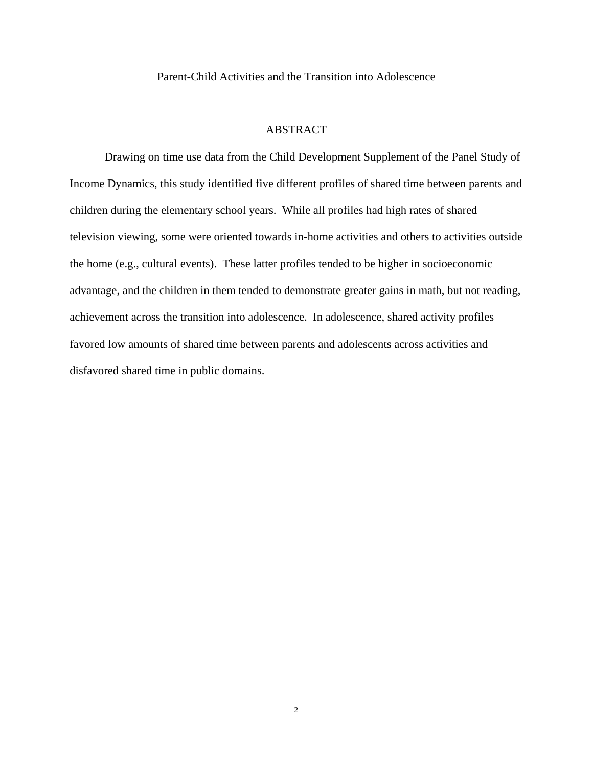# Parent-Child Activities and the Transition into Adolescence

## ABSTRACT

Drawing on time use data from the Child Development Supplement of the Panel Study of Income Dynamics, this study identified five different profiles of shared time between parents and children during the elementary school years. While all profiles had high rates of shared television viewing, some were oriented towards in-home activities and others to activities outside the home (e.g., cultural events). These latter profiles tended to be higher in socioeconomic advantage, and the children in them tended to demonstrate greater gains in math, but not reading, achievement across the transition into adolescence. In adolescence, shared activity profiles favored low amounts of shared time between parents and adolescents across activities and disfavored shared time in public domains.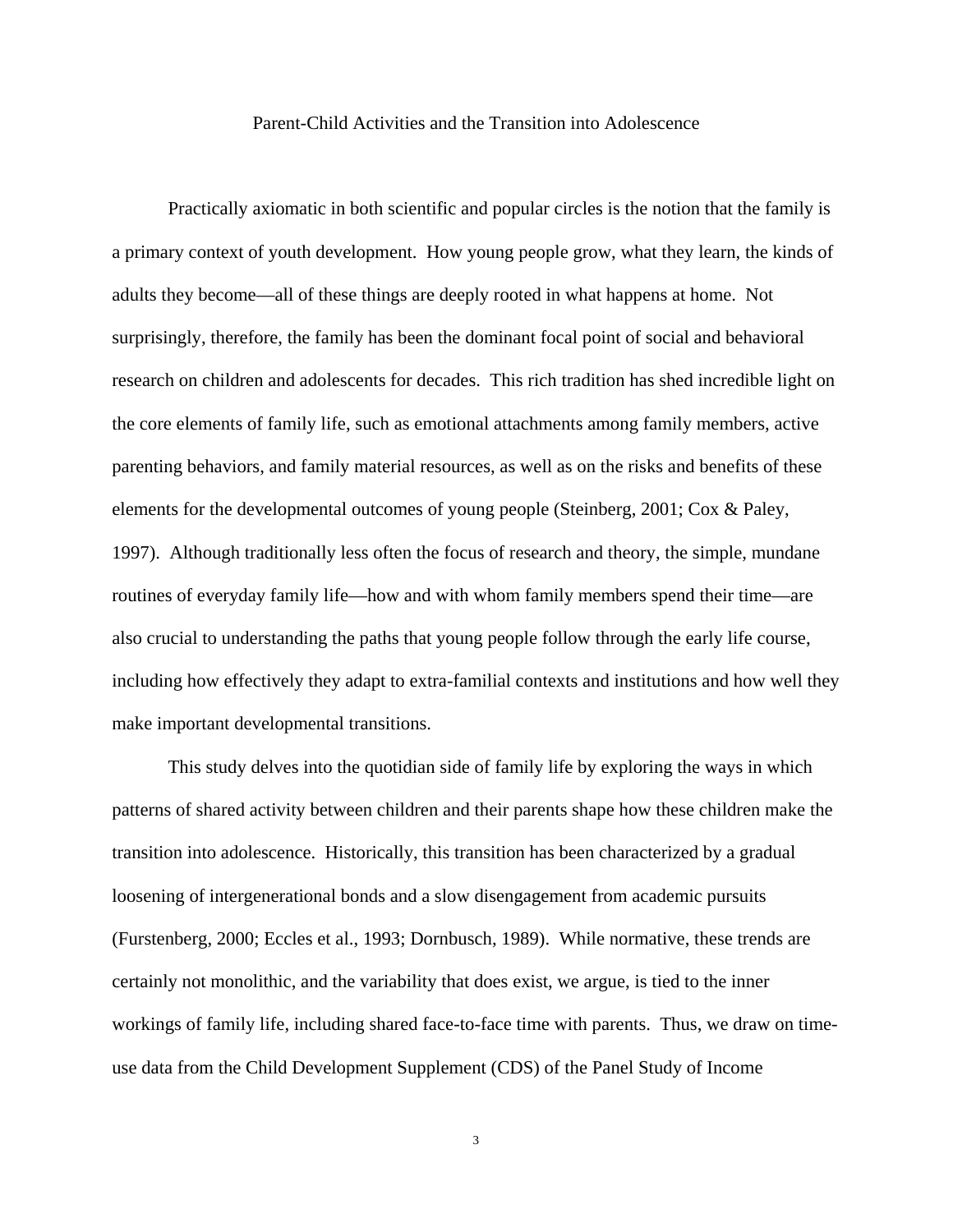# Parent-Child Activities and the Transition into Adolescence

Practically axiomatic in both scientific and popular circles is the notion that the family is a primary context of youth development. How young people grow, what they learn, the kinds of adults they become—all of these things are deeply rooted in what happens at home. Not surprisingly, therefore, the family has been the dominant focal point of social and behavioral research on children and adolescents for decades. This rich tradition has shed incredible light on the core elements of family life, such as emotional attachments among family members, active parenting behaviors, and family material resources, as well as on the risks and benefits of these elements for the developmental outcomes of young people (Steinberg, 2001; Cox & Paley, 1997). Although traditionally less often the focus of research and theory, the simple, mundane routines of everyday family life—how and with whom family members spend their time—are also crucial to understanding the paths that young people follow through the early life course, including how effectively they adapt to extra-familial contexts and institutions and how well they make important developmental transitions.

This study delves into the quotidian side of family life by exploring the ways in which patterns of shared activity between children and their parents shape how these children make the transition into adolescence. Historically, this transition has been characterized by a gradual loosening of intergenerational bonds and a slow disengagement from academic pursuits (Furstenberg, 2000; Eccles et al., 1993; Dornbusch, 1989). While normative, these trends are certainly not monolithic, and the variability that does exist, we argue, is tied to the inner workings of family life, including shared face-to-face time with parents. Thus, we draw on time-use data from the Child Development Supplement (CDS) of the Panel Study of Income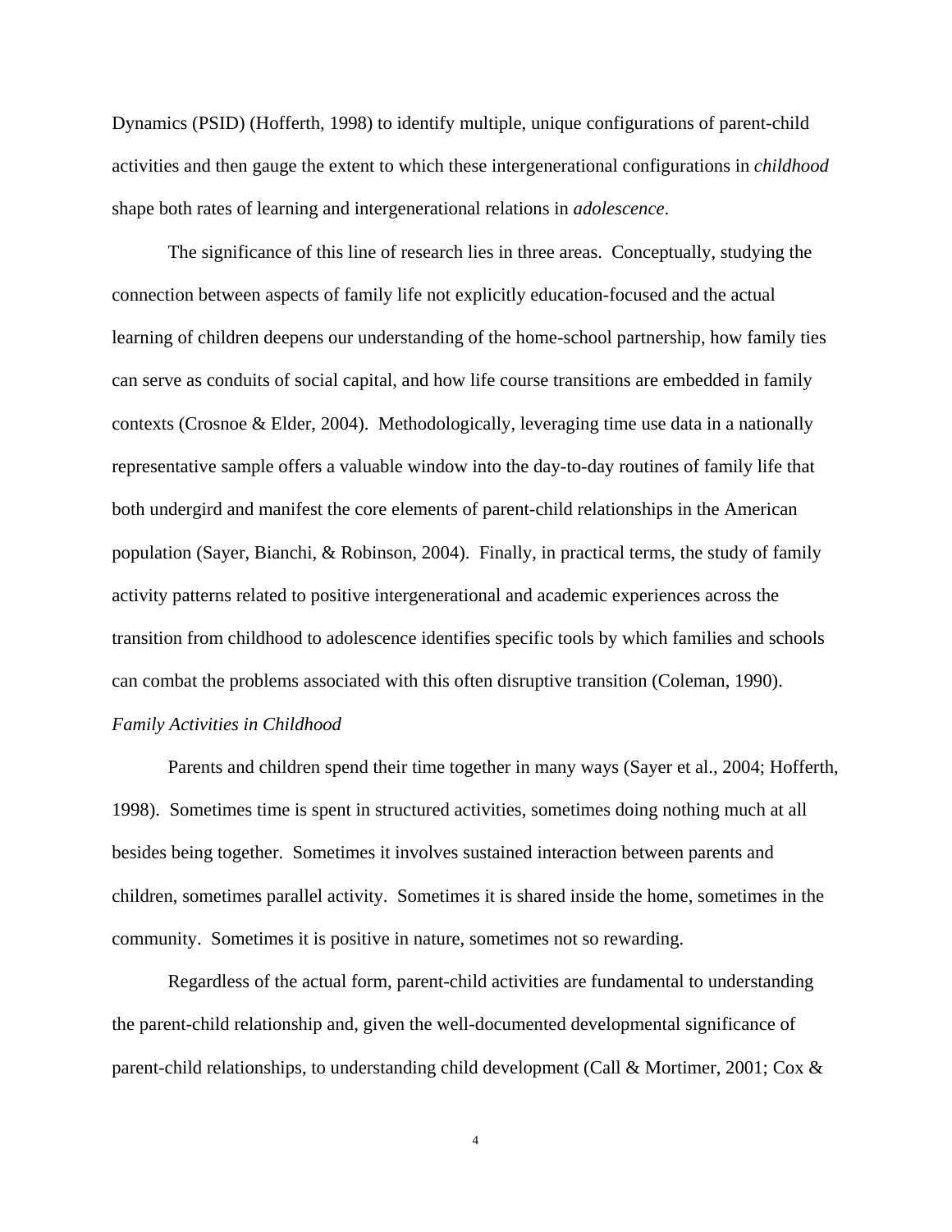Dynamics (PSID) (Hofferth, 1998) to identify multiple, unique configurations of parent-child activities and then gauge the extent to which these intergenerational configurations in *childhood* shape both rates of learning and intergenerational relations in *adolescence*.

The significance of this line of research lies in three areas. Conceptually, studying the connection between aspects of family life not explicitly education-focused and the actual learning of children deepens our understanding of the home-school partnership, how family ties can serve as conduits of social capital, and how life course transitions are embedded in family contexts (Crosnoe & Elder, 2004). Methodologically, leveraging time use data in a nationally representative sample offers a valuable window into the day-to-day routines of family life that both undergird and manifest the core elements of parent-child relationships in the American population (Sayer, Bianchi, & Robinson, 2004). Finally, in practical terms, the study of family activity patterns related to positive intergenerational and academic experiences across the transition from childhood to adolescence identifies specific tools by which families and schools can combat the problems associated with this often disruptive transition (Coleman, 1990).

*Family Activities in Childhood*

Parents and children spend their time together in many ways (Sayer et al., 2004; Hofferth, 1998). Sometimes time is spent in structured activities, sometimes doing nothing much at all besides being together. Sometimes it involves sustained interaction between parents and children, sometimes parallel activity. Sometimes it is shared inside the home, sometimes in the community. Sometimes it is positive in nature, sometimes not so rewarding.

Regardless of the actual form, parent-child activities are fundamental to understanding the parent-child relationship and, given the well-documented developmental significance of parent-child relationships, to understanding child development (Call & Mortimer, 2001; Cox &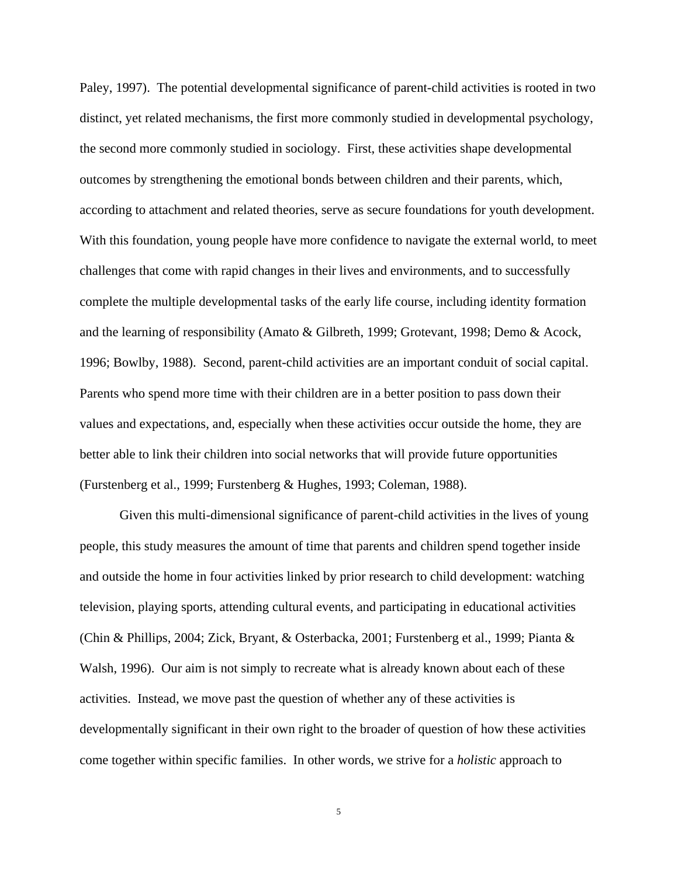Paley, 1997). The potential developmental significance of parent-child activities is rooted in two distinct, yet related mechanisms, the first more commonly studied in developmental psychology, the second more commonly studied in sociology. First, these activities shape developmental outcomes by strengthening the emotional bonds between children and their parents, which, according to attachment and related theories, serve as secure foundations for youth development. With this foundation, young people have more confidence to navigate the external world, to meet challenges that come with rapid changes in their lives and environments, and to successfully complete the multiple developmental tasks of the early life course, including identity formation and the learning of responsibility (Amato & Gilbreth, 1999; Grotevant, 1998; Demo & Acock, 1996; Bowlby, 1988). Second, parent-child activities are an important conduit of social capital. Parents who spend more time with their children are in a better position to pass down their values and expectations, and, especially when these activities occur outside the home, they are better able to link their children into social networks that will provide future opportunities (Furstenberg et al., 1999; Furstenberg & Hughes, 1993; Coleman, 1988).

Given this multi-dimensional significance of parent-child activities in the lives of young people, this study measures the amount of time that parents and children spend together inside and outside the home in four activities linked by prior research to child development: watching television, playing sports, attending cultural events, and participating in educational activities (Chin & Phillips, 2004; Zick, Bryant, & Osterbacka, 2001; Furstenberg et al., 1999; Pianta & Walsh, 1996). Our aim is not simply to recreate what is already known about each of these activities. Instead, we move past the question of whether any of these activities is developmentally significant in their own right to the broader of question of how these activities come together within specific families. In other words, we strive for a *holistic* approach to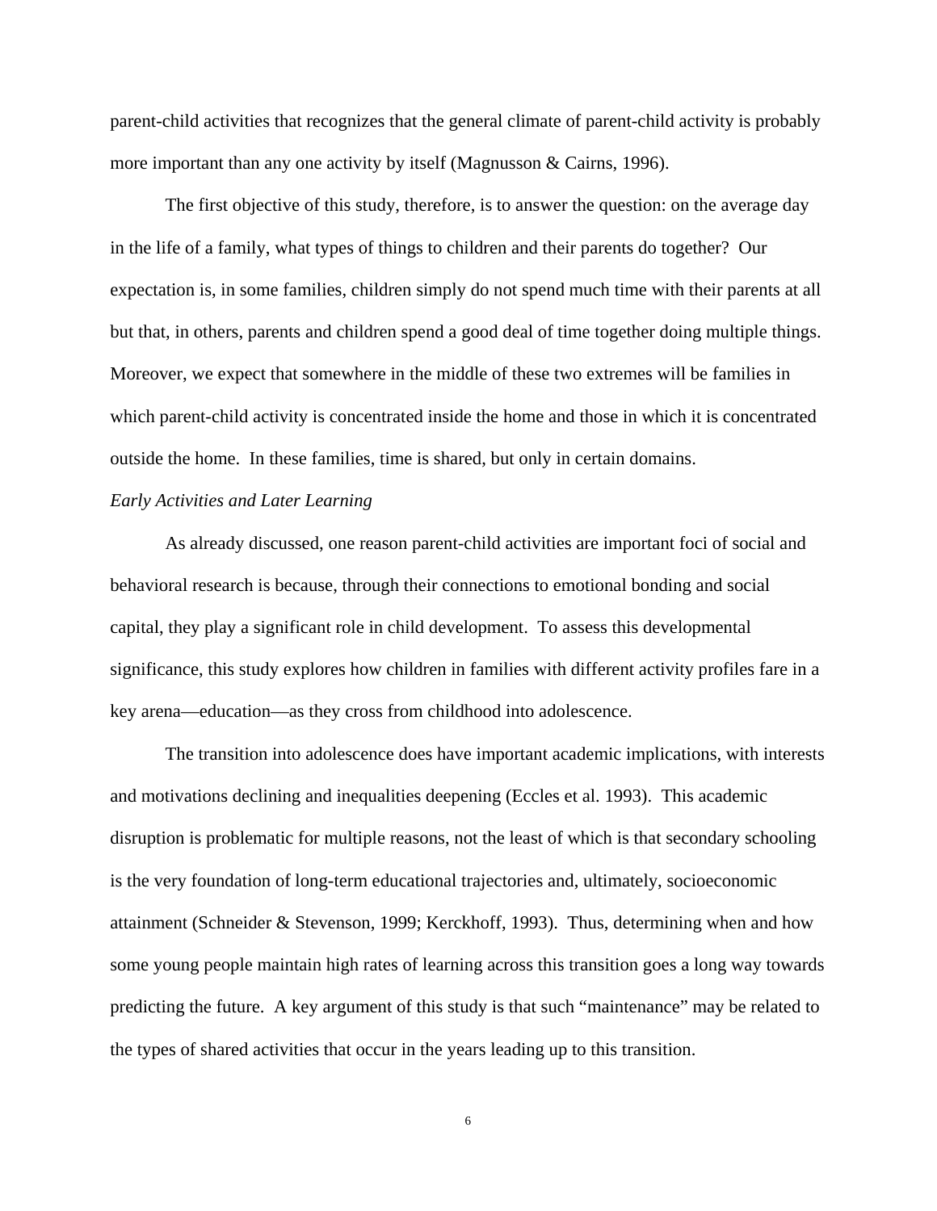parent-child activities that recognizes that the general climate of parent-child activity is probably more important than any one activity by itself (Magnusson & Cairns, 1996).

The first objective of this study, therefore, is to answer the question: on the average day in the life of a family, what types of things to children and their parents do together? Our expectation is, in some families, children simply do not spend much time with their parents at all but that, in others, parents and children spend a good deal of time together doing multiple things. Moreover, we expect that somewhere in the middle of these two extremes will be families in which parent-child activity is concentrated inside the home and those in which it is concentrated outside the home. In these families, time is shared, but only in certain domains.

*Early Activities and Later Learning*

As already discussed, one reason parent-child activities are important foci of social and behavioral research is because, through their connections to emotional bonding and social capital, they play a significant role in child development. To assess this developmental significance, this study explores how children in families with different activity profiles fare in a key arena—education—as they cross from childhood into adolescence.

The transition into adolescence does have important academic implications, with interests and motivations declining and inequalities deepening (Eccles et al. 1993). This academic disruption is problematic for multiple reasons, not the least of which is that secondary schooling is the very foundation of long-term educational trajectories and, ultimately, socioeconomic attainment (Schneider & Stevenson, 1999; Kerckhoff, 1993). Thus, determining when and how some young people maintain high rates of learning across this transition goes a long way towards predicting the future. A key argument of this study is that such "maintenance" may be related to the types of shared activities that occur in the years leading up to this transition.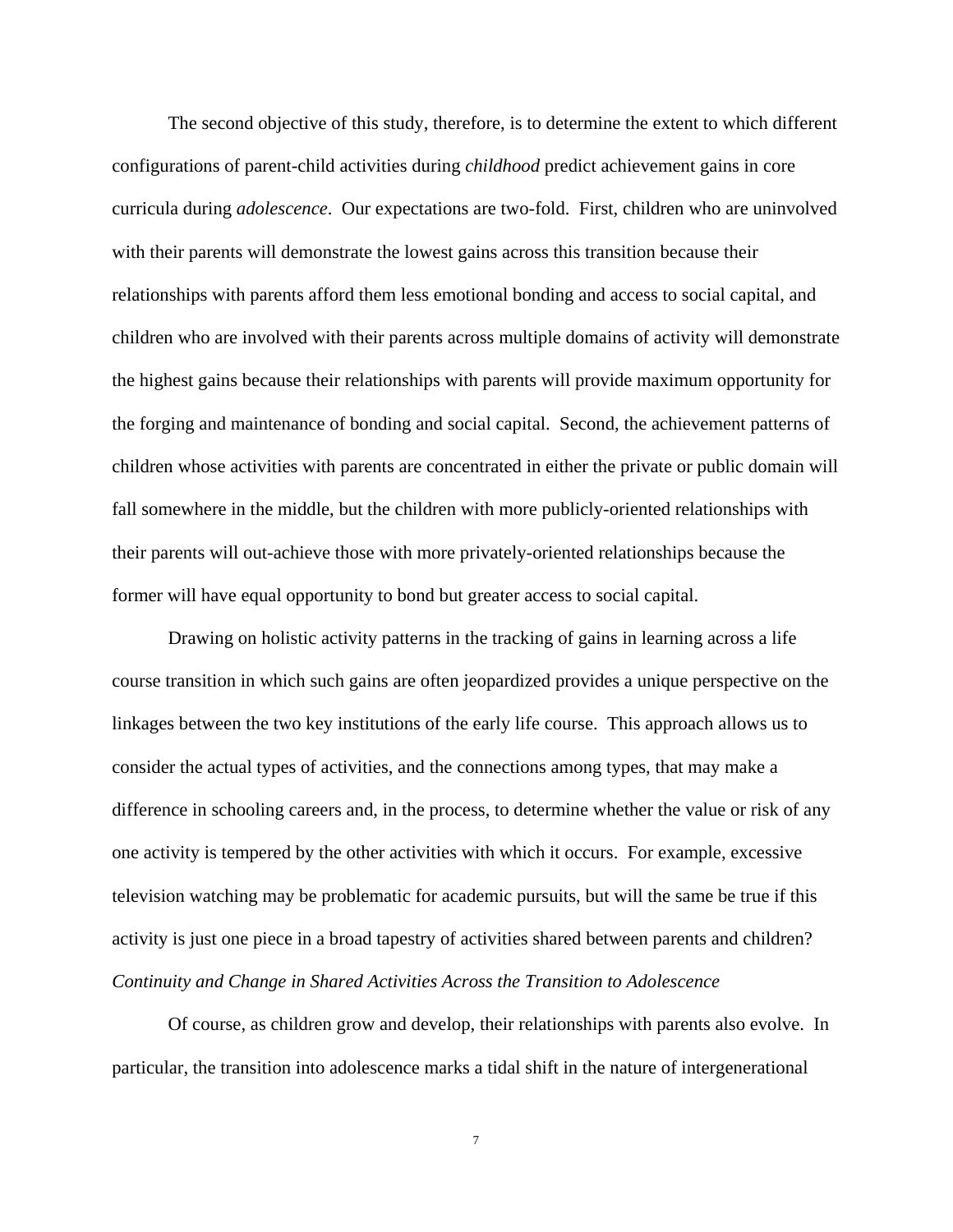The second objective of this study, therefore, is to determine the extent to which different configurations of parent-child activities during *childhood* predict achievement gains in core curricula during *adolescence*. Our expectations are two-fold. First, children who are uninvolved with their parents will demonstrate the lowest gains across this transition because their relationships with parents afford them less emotional bonding and access to social capital, and children who are involved with their parents across multiple domains of activity will demonstrate the highest gains because their relationships with parents will provide maximum opportunity for the forging and maintenance of bonding and social capital. Second, the achievement patterns of children whose activities with parents are concentrated in either the private or public domain will fall somewhere in the middle, but the children with more publicly-oriented relationships with their parents will out-achieve those with more privately-oriented relationships because the former will have equal opportunity to bond but greater access to social capital.

Drawing on holistic activity patterns in the tracking of gains in learning across a life course transition in which such gains are often jeopardized provides a unique perspective on the linkages between the two key institutions of the early life course. This approach allows us to consider the actual types of activities, and the connections among types, that may make a difference in schooling careers and, in the process, to determine whether the value or risk of any one activity is tempered by the other activities with which it occurs. For example, excessive television watching may be problematic for academic pursuits, but will the same be true if this activity is just one piece in a broad tapestry of activities shared between parents and children?

### *Continuity and Change in Shared Activities Across the Transition to Adolescence*

Of course, as children grow and develop, their relationships with parents also evolve. In particular, the transition into adolescence marks a tidal shift in the nature of intergenerational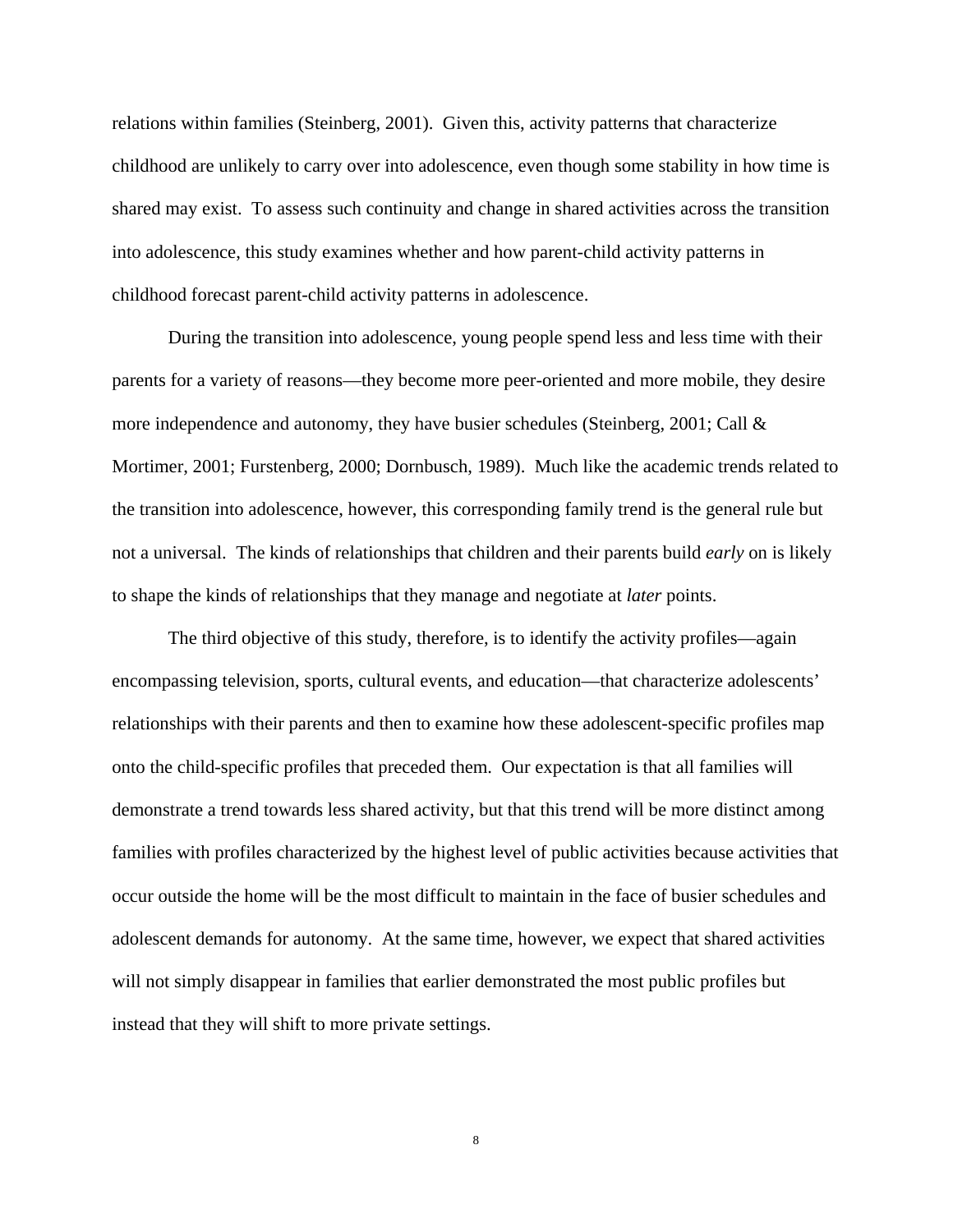relations within families (Steinberg, 2001). Given this, activity patterns that characterize childhood are unlikely to carry over into adolescence, even though some stability in how time is shared may exist. To assess such continuity and change in shared activities across the transition into adolescence, this study examines whether and how parent-child activity patterns in childhood forecast parent-child activity patterns in adolescence.

During the transition into adolescence, young people spend less and less time with their parents for a variety of reasons—they become more peer-oriented and more mobile, they desire more independence and autonomy, they have busier schedules (Steinberg, 2001; Call & Mortimer, 2001; Furstenberg, 2000; Dornbusch, 1989). Much like the academic trends related to the transition into adolescence, however, this corresponding family trend is the general rule but not a universal. The kinds of relationships that children and their parents build *early* on is likely to shape the kinds of relationships that they manage and negotiate at *later* points.

The third objective of this study, therefore, is to identify the activity profiles—again encompassing television, sports, cultural events, and education—that characterize adolescents' relationships with their parents and then to examine how these adolescent-specific profiles map onto the child-specific profiles that preceded them. Our expectation is that all families will demonstrate a trend towards less shared activity, but that this trend will be more distinct among families with profiles characterized by the highest level of public activities because activities that occur outside the home will be the most difficult to maintain in the face of busier schedules and adolescent demands for autonomy. At the same time, however, we expect that shared activities will not simply disappear in families that earlier demonstrated the most public profiles but instead that they will shift to more private settings.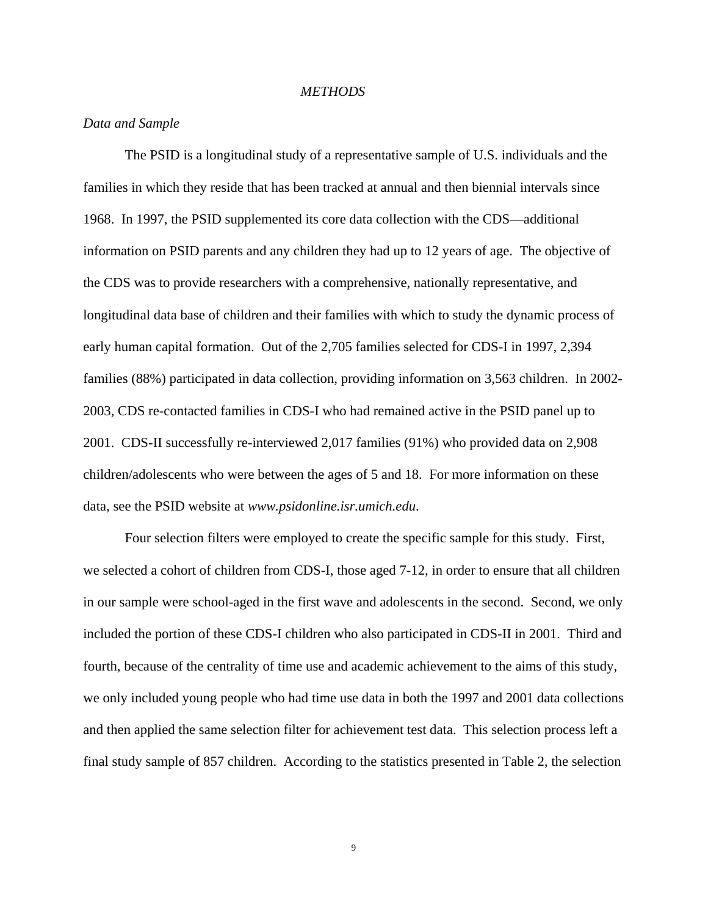## *METHODS*

### *Data and Sample*

The PSID is a longitudinal study of a representative sample of U.S. individuals and the families in which they reside that has been tracked at annual and then biennial intervals since 1968. In 1997, the PSID supplemented its core data collection with the CDS—additional information on PSID parents and any children they had up to 12 years of age. The objective of the CDS was to provide researchers with a comprehensive, nationally representative, and longitudinal data base of children and their families with which to study the dynamic process of early human capital formation. Out of the 2,705 families selected for CDS-I in 1997, 2,394 families (88%) participated in data collection, providing information on 3,563 children. In 2002-2003, CDS re-contacted families in CDS-I who had remained active in the PSID panel up to 2001. CDS-II successfully re-interviewed 2,017 families (91%) who provided data on 2,908 children/adolescents who were between the ages of 5 and 18. For more information on these data, see the PSID website at *www.psidonline.isr.umich.edu*.

Four selection filters were employed to create the specific sample for this study. First, we selected a cohort of children from CDS-I, those aged 7-12, in order to ensure that all children in our sample were school-aged in the first wave and adolescents in the second. Second, we only included the portion of these CDS-I children who also participated in CDS-II in 2001. Third and fourth, because of the centrality of time use and academic achievement to the aims of this study, we only included young people who had time use data in both the 1997 and 2001 data collections and then applied the same selection filter for achievement test data. This selection process left a final study sample of 857 children. According to the statistics presented in Table 2, the selection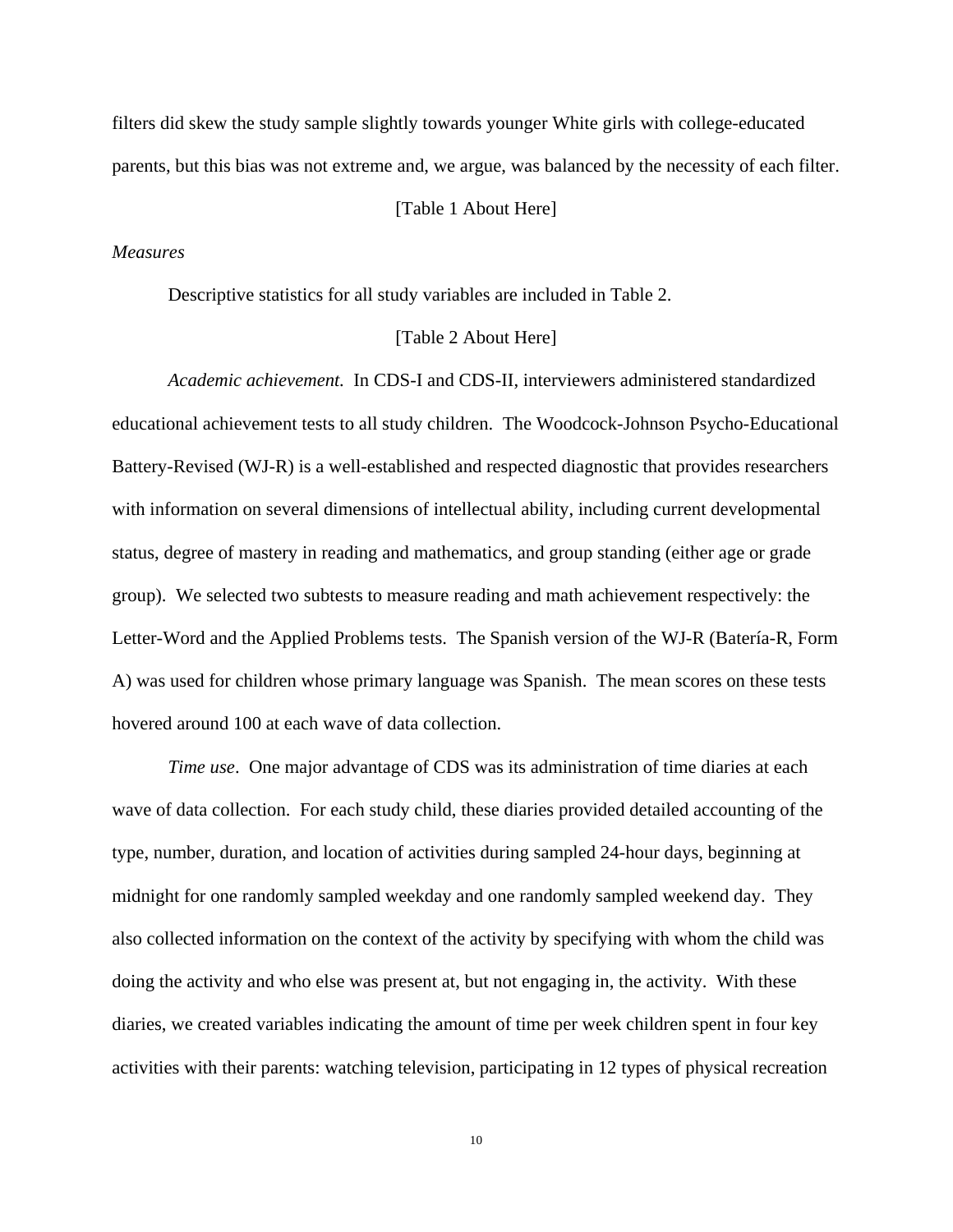filters did skew the study sample slightly towards younger White girls with college-educated parents, but this bias was not extreme and, we argue, was balanced by the necessity of each filter.

[Table 1 About Here]

*Measures*

Descriptive statistics for all study variables are included in Table 2.

[Table 2 About Here]

*Academic achievement.* In CDS-I and CDS-II, interviewers administered standardized educational achievement tests to all study children. The Woodcock-Johnson Psycho-Educational Battery-Revised (WJ-R) is a well-established and respected diagnostic that provides researchers with information on several dimensions of intellectual ability, including current developmental status, degree of mastery in reading and mathematics, and group standing (either age or grade group). We selected two subtests to measure reading and math achievement respectively: the Letter-Word and the Applied Problems tests. The Spanish version of the WJ-R (Batería-R, Form A) was used for children whose primary language was Spanish. The mean scores on these tests hovered around 100 at each wave of data collection.

*Time use*. One major advantage of CDS was its administration of time diaries at each wave of data collection. For each study child, these diaries provided detailed accounting of the type, number, duration, and location of activities during sampled 24-hour days, beginning at midnight for one randomly sampled weekday and one randomly sampled weekend day. They also collected information on the context of the activity by specifying with whom the child was doing the activity and who else was present at, but not engaging in, the activity. With these diaries, we created variables indicating the amount of time per week children spent in four key activities with their parents: watching television, participating in 12 types of physical recreation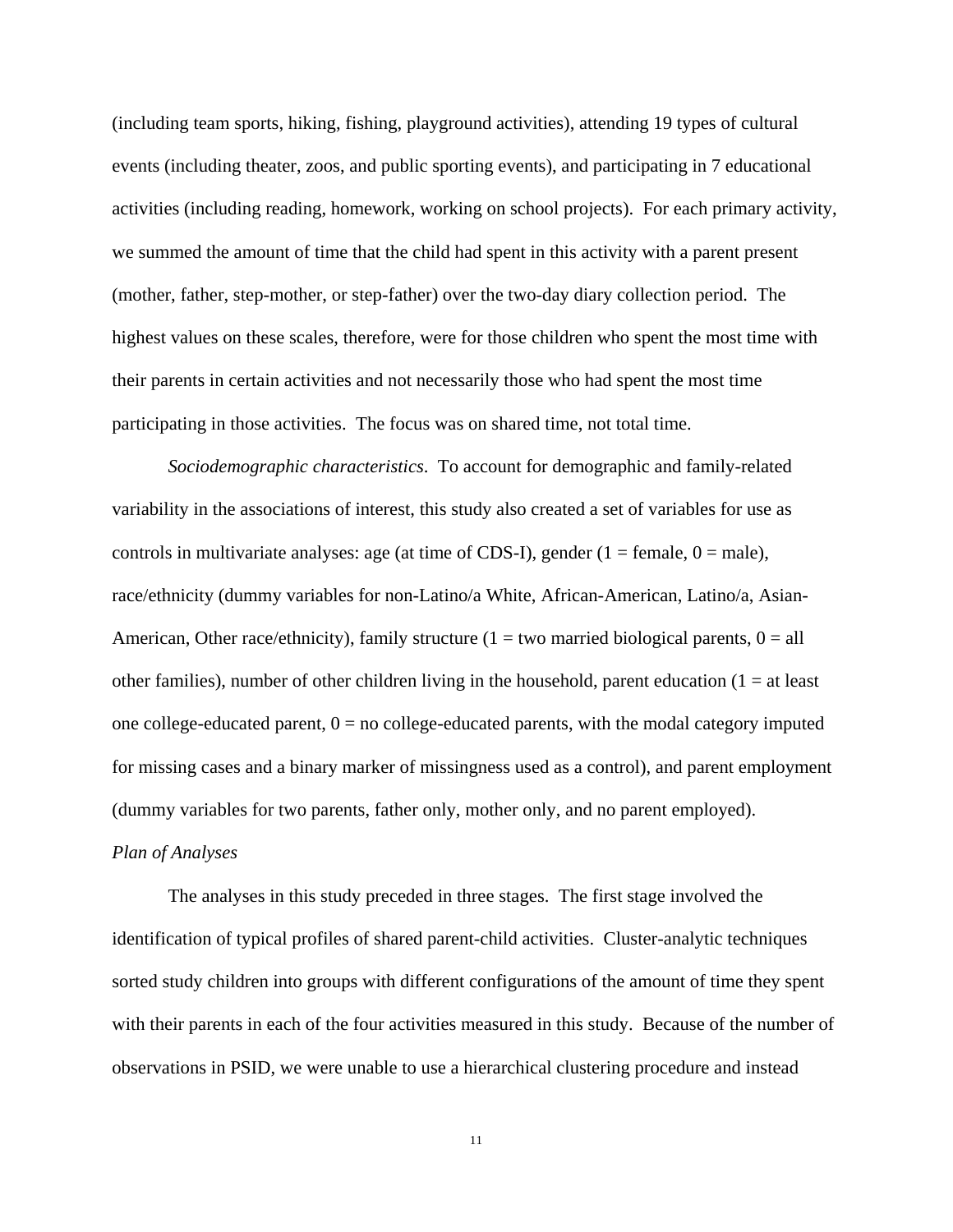(including team sports, hiking, fishing, playground activities), attending 19 types of cultural events (including theater, zoos, and public sporting events), and participating in 7 educational activities (including reading, homework, working on school projects). For each primary activity, we summed the amount of time that the child had spent in this activity with a parent present (mother, father, step-mother, or step-father) over the two-day diary collection period. The highest values on these scales, therefore, were for those children who spent the most time with their parents in certain activities and not necessarily those who had spent the most time participating in those activities. The focus was on shared time, not total time.

*Sociodemographic characteristics*. To account for demographic and family-related variability in the associations of interest, this study also created a set of variables for use as controls in multivariate analyses: age (at time of CDS-I), gender (1 = female, 0 = male), race/ethnicity (dummy variables for non-Latino/a White, African-American, Latino/a, Asian-American, Other race/ethnicity), family structure (1 = two married biological parents, 0 = all other families), number of other children living in the household, parent education (1 = at least one college-educated parent, 0 = no college-educated parents, with the modal category imputed for missing cases and a binary marker of missingness used as a control), and parent employment (dummy variables for two parents, father only, mother only, and no parent employed).

*Plan of Analyses*

The analyses in this study preceded in three stages. The first stage involved the identification of typical profiles of shared parent-child activities. Cluster-analytic techniques sorted study children into groups with different configurations of the amount of time they spent with their parents in each of the four activities measured in this study. Because of the number of observations in PSID, we were unable to use a hierarchical clustering procedure and instead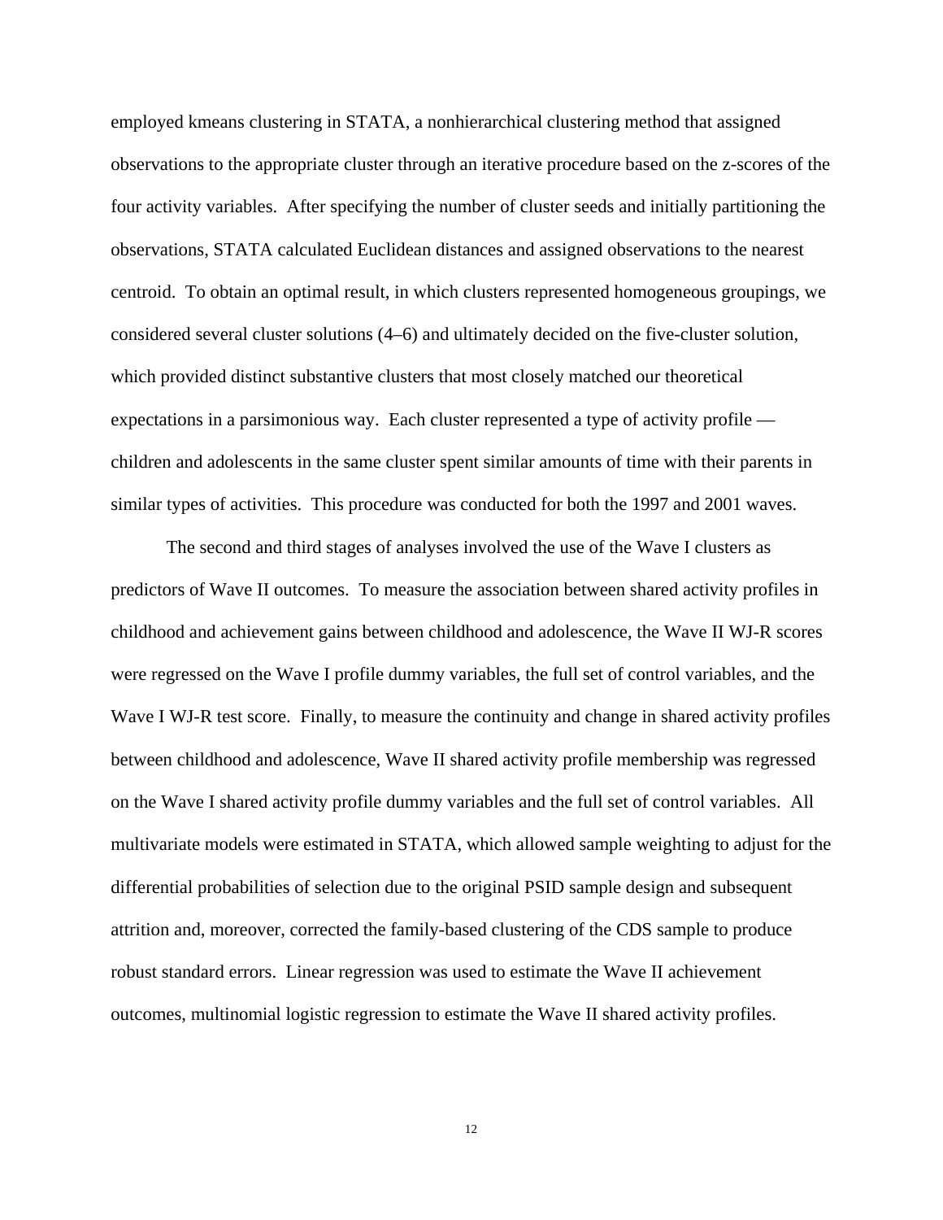employed kmeans clustering in STATA, a nonhierarchical clustering method that assigned observations to the appropriate cluster through an iterative procedure based on the z-scores of the four activity variables. After specifying the number of cluster seeds and initially partitioning the observations, STATA calculated Euclidean distances and assigned observations to the nearest centroid. To obtain an optimal result, in which clusters represented homogeneous groupings, we considered several cluster solutions (4–6) and ultimately decided on the five-cluster solution, which provided distinct substantive clusters that most closely matched our theoretical expectations in a parsimonious way. Each cluster represented a type of activity profile — children and adolescents in the same cluster spent similar amounts of time with their parents in similar types of activities. This procedure was conducted for both the 1997 and 2001 waves.

The second and third stages of analyses involved the use of the Wave I clusters as predictors of Wave II outcomes. To measure the association between shared activity profiles in childhood and achievement gains between childhood and adolescence, the Wave II WJ-R scores were regressed on the Wave I profile dummy variables, the full set of control variables, and the Wave I WJ-R test score. Finally, to measure the continuity and change in shared activity profiles between childhood and adolescence, Wave II shared activity profile membership was regressed on the Wave I shared activity profile dummy variables and the full set of control variables. All multivariate models were estimated in STATA, which allowed sample weighting to adjust for the differential probabilities of selection due to the original PSID sample design and subsequent attrition and, moreover, corrected the family-based clustering of the CDS sample to produce robust standard errors. Linear regression was used to estimate the Wave II achievement outcomes, multinomial logistic regression to estimate the Wave II shared activity profiles.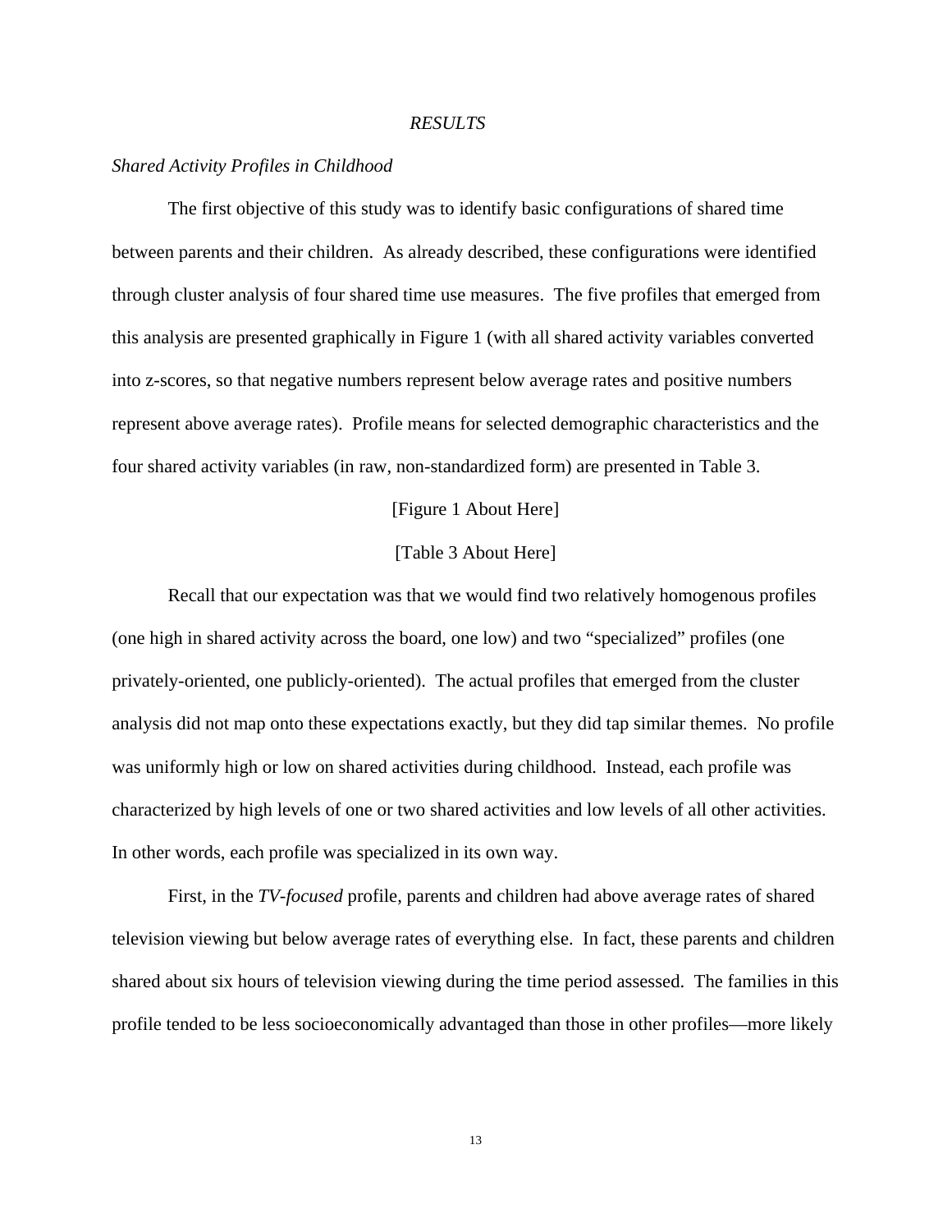## *RESULTS*

### *Shared Activity Profiles in Childhood*

The first objective of this study was to identify basic configurations of shared time between parents and their children. As already described, these configurations were identified through cluster analysis of four shared time use measures. The five profiles that emerged from this analysis are presented graphically in Figure 1 (with all shared activity variables converted into z-scores, so that negative numbers represent below average rates and positive numbers represent above average rates). Profile means for selected demographic characteristics and the four shared activity variables (in raw, non-standardized form) are presented in Table 3.

[Figure 1 About Here]

[Table 3 About Here]

Recall that our expectation was that we would find two relatively homogenous profiles (one high in shared activity across the board, one low) and two "specialized" profiles (one privately-oriented, one publicly-oriented). The actual profiles that emerged from the cluster analysis did not map onto these expectations exactly, but they did tap similar themes. No profile was uniformly high or low on shared activities during childhood. Instead, each profile was characterized by high levels of one or two shared activities and low levels of all other activities. In other words, each profile was specialized in its own way.

First, in the *TV-focused* profile, parents and children had above average rates of shared television viewing but below average rates of everything else. In fact, these parents and children shared about six hours of television viewing during the time period assessed. The families in this profile tended to be less socioeconomically advantaged than those in other profiles—more likely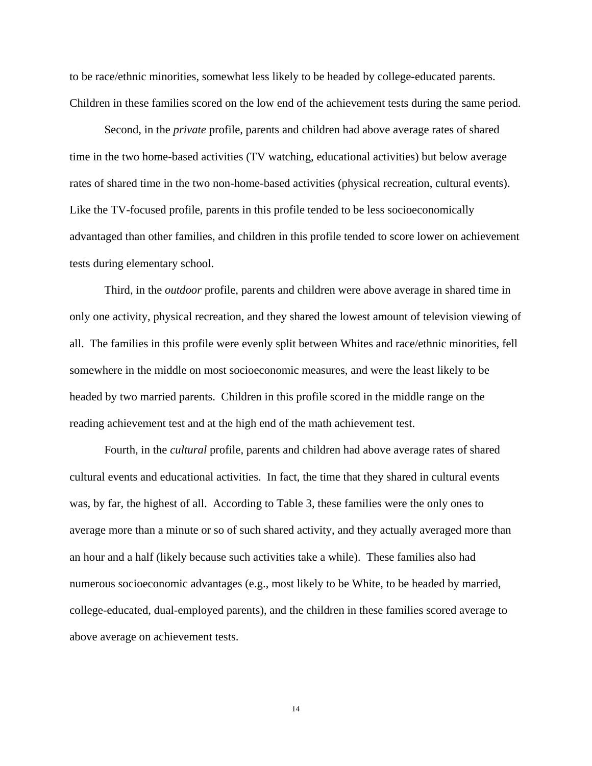to be race/ethnic minorities, somewhat less likely to be headed by college-educated parents. Children in these families scored on the low end of the achievement tests during the same period.

Second, in the *private* profile, parents and children had above average rates of shared time in the two home-based activities (TV watching, educational activities) but below average rates of shared time in the two non-home-based activities (physical recreation, cultural events). Like the TV-focused profile, parents in this profile tended to be less socioeconomically advantaged than other families, and children in this profile tended to score lower on achievement tests during elementary school.

Third, in the *outdoor* profile, parents and children were above average in shared time in only one activity, physical recreation, and they shared the lowest amount of television viewing of all. The families in this profile were evenly split between Whites and race/ethnic minorities, fell somewhere in the middle on most socioeconomic measures, and were the least likely to be headed by two married parents. Children in this profile scored in the middle range on the reading achievement test and at the high end of the math achievement test.

Fourth, in the *cultural* profile, parents and children had above average rates of shared cultural events and educational activities. In fact, the time that they shared in cultural events was, by far, the highest of all. According to Table 3, these families were the only ones to average more than a minute or so of such shared activity, and they actually averaged more than an hour and a half (likely because such activities take a while). These families also had numerous socioeconomic advantages (e.g., most likely to be White, to be headed by married, college-educated, dual-employed parents), and the children in these families scored average to above average on achievement tests.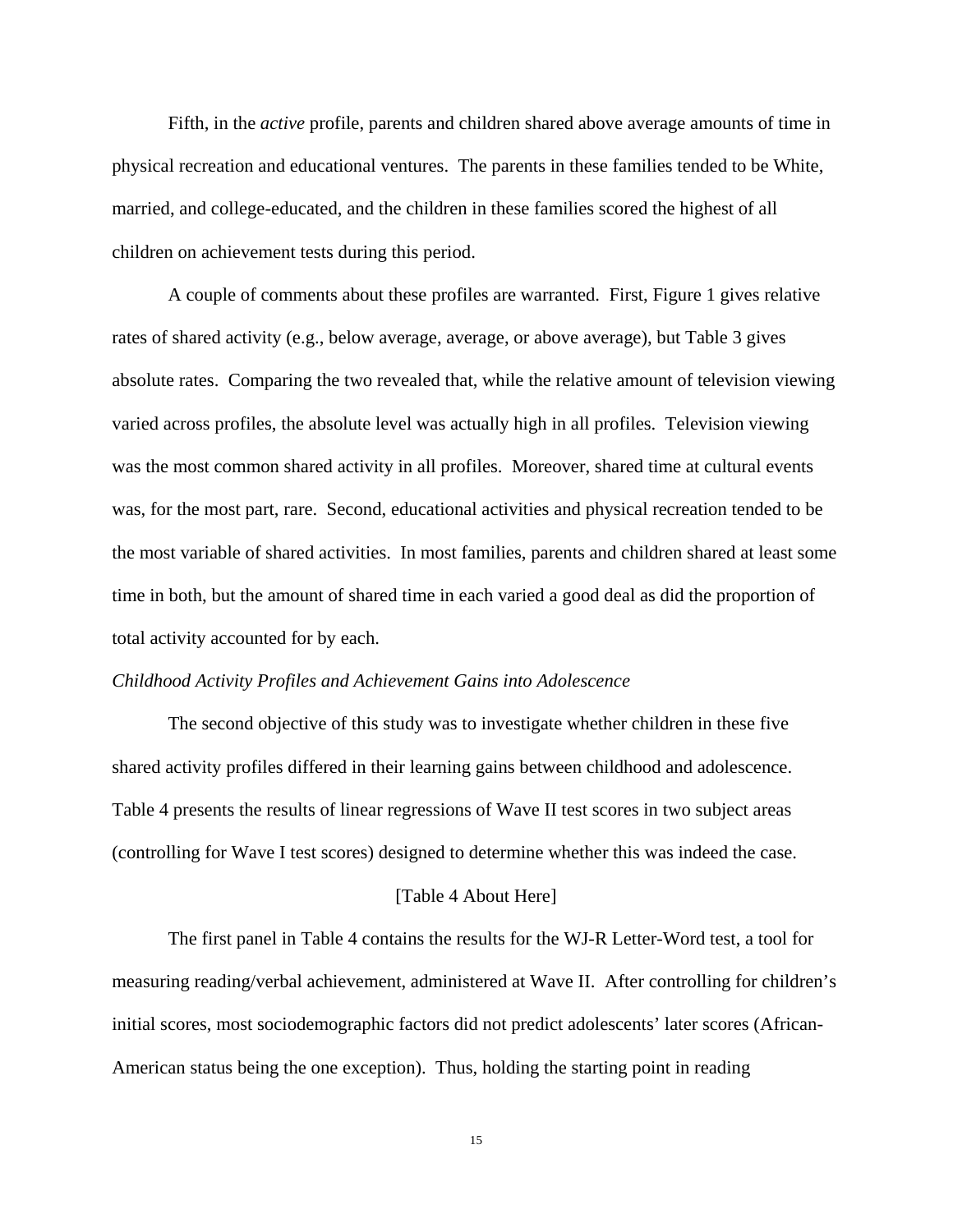Fifth, in the *active* profile, parents and children shared above average amounts of time in physical recreation and educational ventures. The parents in these families tended to be White, married, and college-educated, and the children in these families scored the highest of all children on achievement tests during this period.

A couple of comments about these profiles are warranted. First, Figure 1 gives relative rates of shared activity (e.g., below average, average, or above average), but Table 3 gives absolute rates. Comparing the two revealed that, while the relative amount of television viewing varied across profiles, the absolute level was actually high in all profiles. Television viewing was the most common shared activity in all profiles. Moreover, shared time at cultural events was, for the most part, rare. Second, educational activities and physical recreation tended to be the most variable of shared activities. In most families, parents and children shared at least some time in both, but the amount of shared time in each varied a good deal as did the proportion of total activity accounted for by each.

*Childhood Activity Profiles and Achievement Gains into Adolescence*

The second objective of this study was to investigate whether children in these five shared activity profiles differed in their learning gains between childhood and adolescence. Table 4 presents the results of linear regressions of Wave II test scores in two subject areas (controlling for Wave I test scores) designed to determine whether this was indeed the case.

[Table 4 About Here]

The first panel in Table 4 contains the results for the WJ-R Letter-Word test, a tool for measuring reading/verbal achievement, administered at Wave II. After controlling for children's initial scores, most sociodemographic factors did not predict adolescents' later scores (African-American status being the one exception). Thus, holding the starting point in reading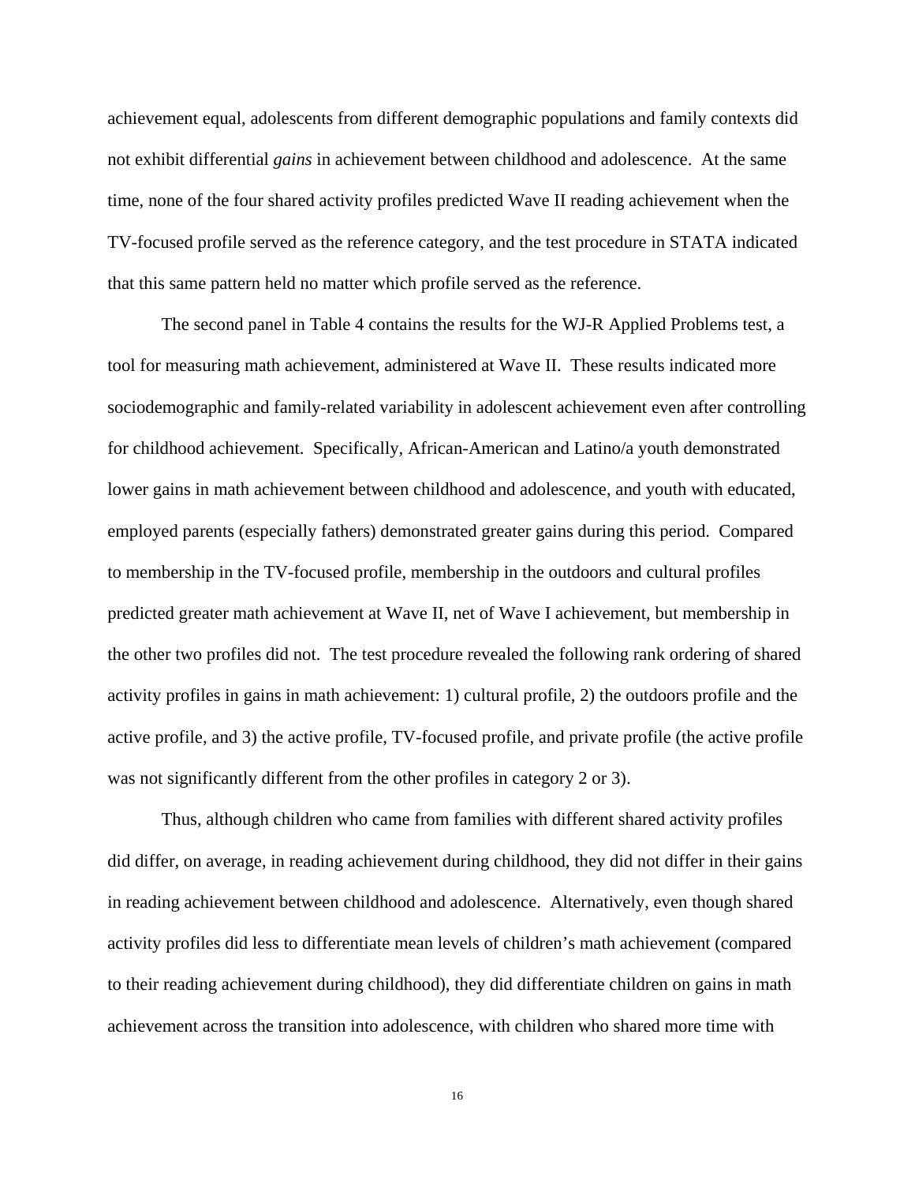achievement equal, adolescents from different demographic populations and family contexts did not exhibit differential *gains* in achievement between childhood and adolescence. At the same time, none of the four shared activity profiles predicted Wave II reading achievement when the TV-focused profile served as the reference category, and the test procedure in STATA indicated that this same pattern held no matter which profile served as the reference.

The second panel in Table 4 contains the results for the WJ-R Applied Problems test, a tool for measuring math achievement, administered at Wave II. These results indicated more sociodemographic and family-related variability in adolescent achievement even after controlling for childhood achievement. Specifically, African-American and Latino/a youth demonstrated lower gains in math achievement between childhood and adolescence, and youth with educated, employed parents (especially fathers) demonstrated greater gains during this period. Compared to membership in the TV-focused profile, membership in the outdoors and cultural profiles predicted greater math achievement at Wave II, net of Wave I achievement, but membership in the other two profiles did not. The test procedure revealed the following rank ordering of shared activity profiles in gains in math achievement: 1) cultural profile, 2) the outdoors profile and the active profile, and 3) the active profile, TV-focused profile, and private profile (the active profile was not significantly different from the other profiles in category 2 or 3).

Thus, although children who came from families with different shared activity profiles did differ, on average, in reading achievement during childhood, they did not differ in their gains in reading achievement between childhood and adolescence. Alternatively, even though shared activity profiles did less to differentiate mean levels of children's math achievement (compared to their reading achievement during childhood), they did differentiate children on gains in math achievement across the transition into adolescence, with children who shared more time with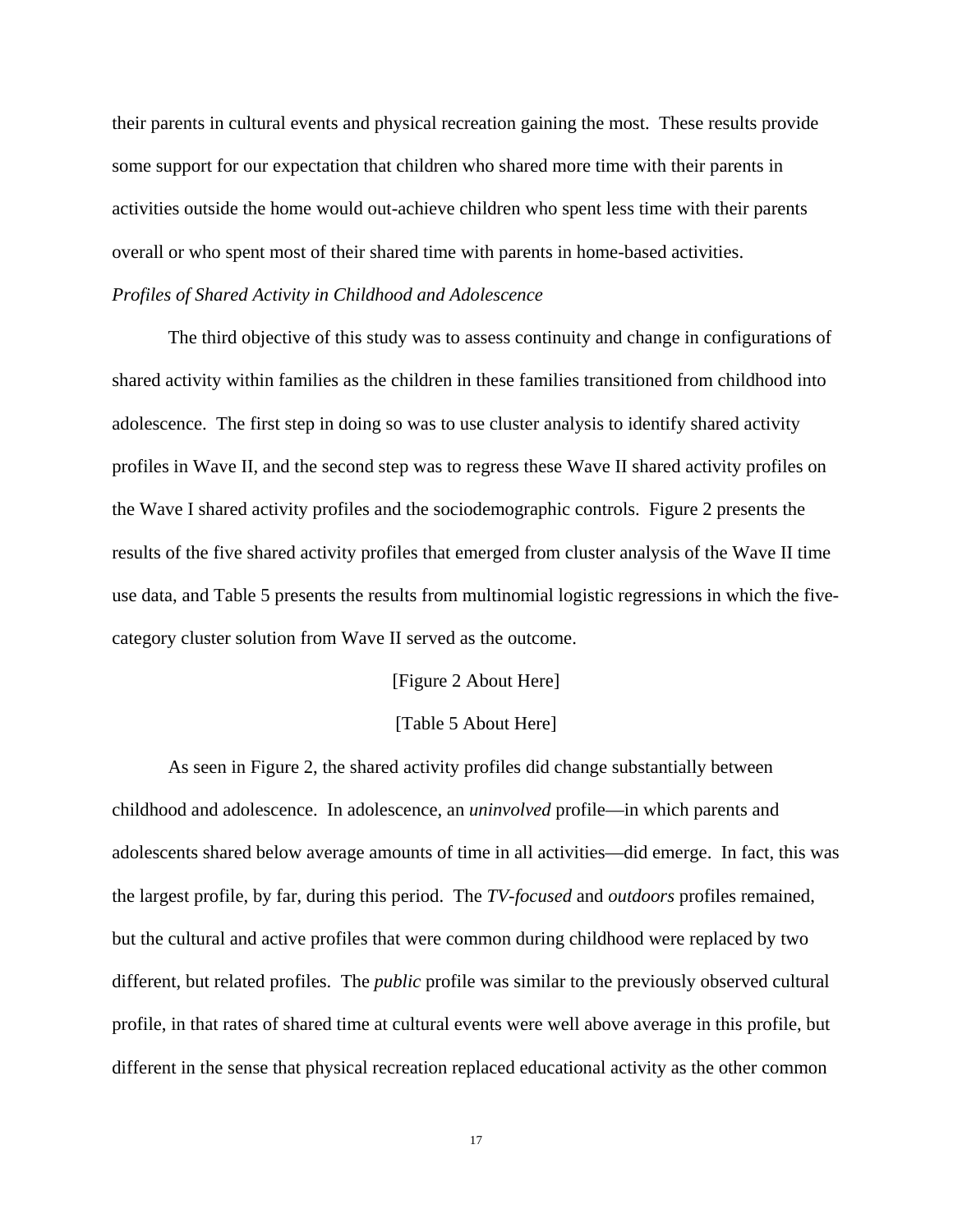their parents in cultural events and physical recreation gaining the most. These results provide some support for our expectation that children who shared more time with their parents in activities outside the home would out-achieve children who spent less time with their parents overall or who spent most of their shared time with parents in home-based activities.

*Profiles of Shared Activity in Childhood and Adolescence*

The third objective of this study was to assess continuity and change in configurations of shared activity within families as the children in these families transitioned from childhood into adolescence. The first step in doing so was to use cluster analysis to identify shared activity profiles in Wave II, and the second step was to regress these Wave II shared activity profiles on the Wave I shared activity profiles and the sociodemographic controls. Figure 2 presents the results of the five shared activity profiles that emerged from cluster analysis of the Wave II time use data, and Table 5 presents the results from multinomial logistic regressions in which the five-category cluster solution from Wave II served as the outcome.

[Figure 2 About Here]

[Table 5 About Here]

As seen in Figure 2, the shared activity profiles did change substantially between childhood and adolescence. In adolescence, an *uninvolved* profile—in which parents and adolescents shared below average amounts of time in all activities—did emerge. In fact, this was the largest profile, by far, during this period. The *TV-focused* and *outdoors* profiles remained, but the cultural and active profiles that were common during childhood were replaced by two different, but related profiles. The *public* profile was similar to the previously observed cultural profile, in that rates of shared time at cultural events were well above average in this profile, but different in the sense that physical recreation replaced educational activity as the other common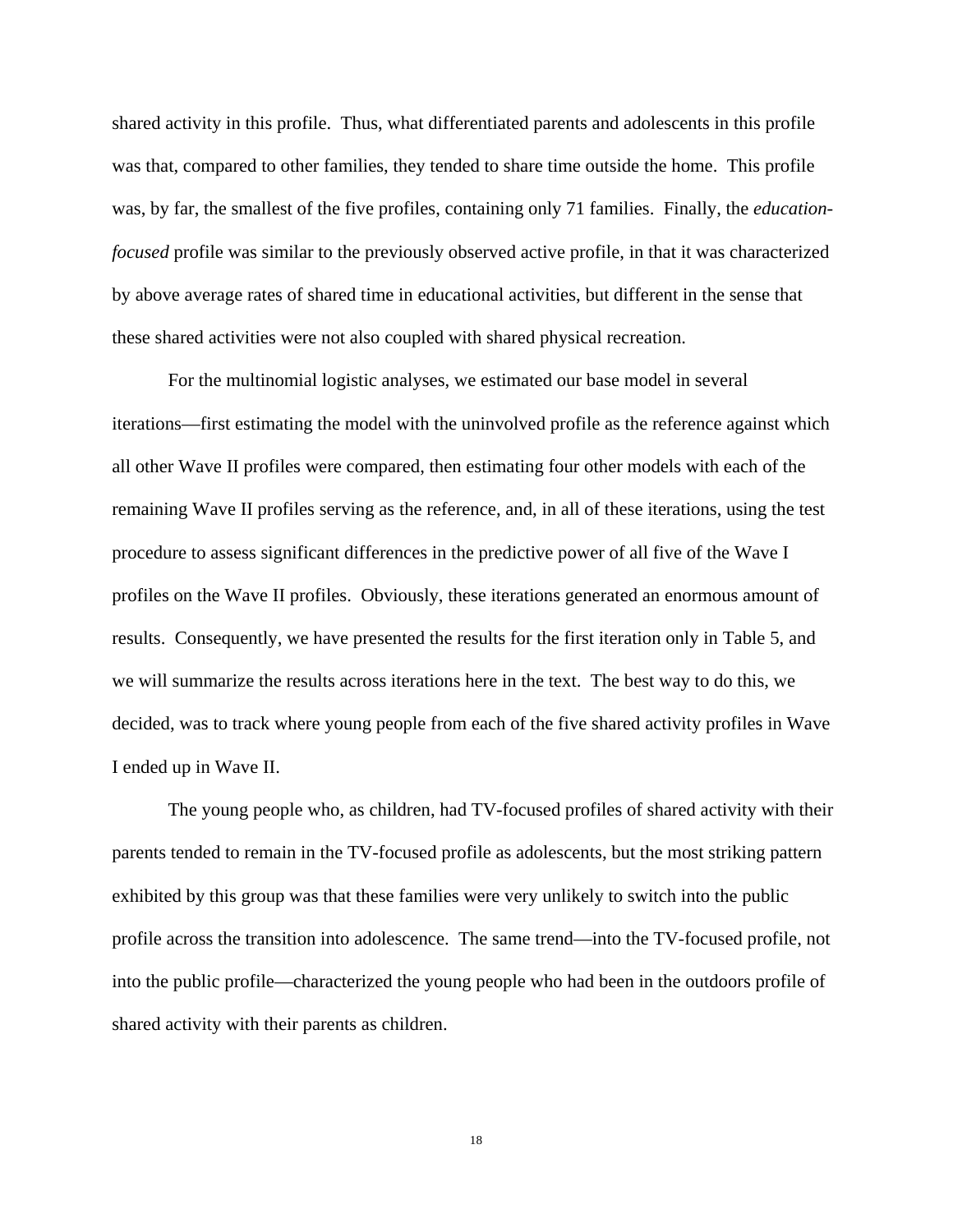shared activity in this profile. Thus, what differentiated parents and adolescents in this profile was that, compared to other families, they tended to share time outside the home. This profile was, by far, the smallest of the five profiles, containing only 71 families. Finally, the *education-focused* profile was similar to the previously observed active profile, in that it was characterized by above average rates of shared time in educational activities, but different in the sense that these shared activities were not also coupled with shared physical recreation.

For the multinomial logistic analyses, we estimated our base model in several iterations—first estimating the model with the uninvolved profile as the reference against which all other Wave II profiles were compared, then estimating four other models with each of the remaining Wave II profiles serving as the reference, and, in all of these iterations, using the test procedure to assess significant differences in the predictive power of all five of the Wave I profiles on the Wave II profiles. Obviously, these iterations generated an enormous amount of results. Consequently, we have presented the results for the first iteration only in Table 5, and we will summarize the results across iterations here in the text. The best way to do this, we decided, was to track where young people from each of the five shared activity profiles in Wave I ended up in Wave II.

The young people who, as children, had TV-focused profiles of shared activity with their parents tended to remain in the TV-focused profile as adolescents, but the most striking pattern exhibited by this group was that these families were very unlikely to switch into the public profile across the transition into adolescence. The same trend—into the TV-focused profile, not into the public profile—characterized the young people who had been in the outdoors profile of shared activity with their parents as children.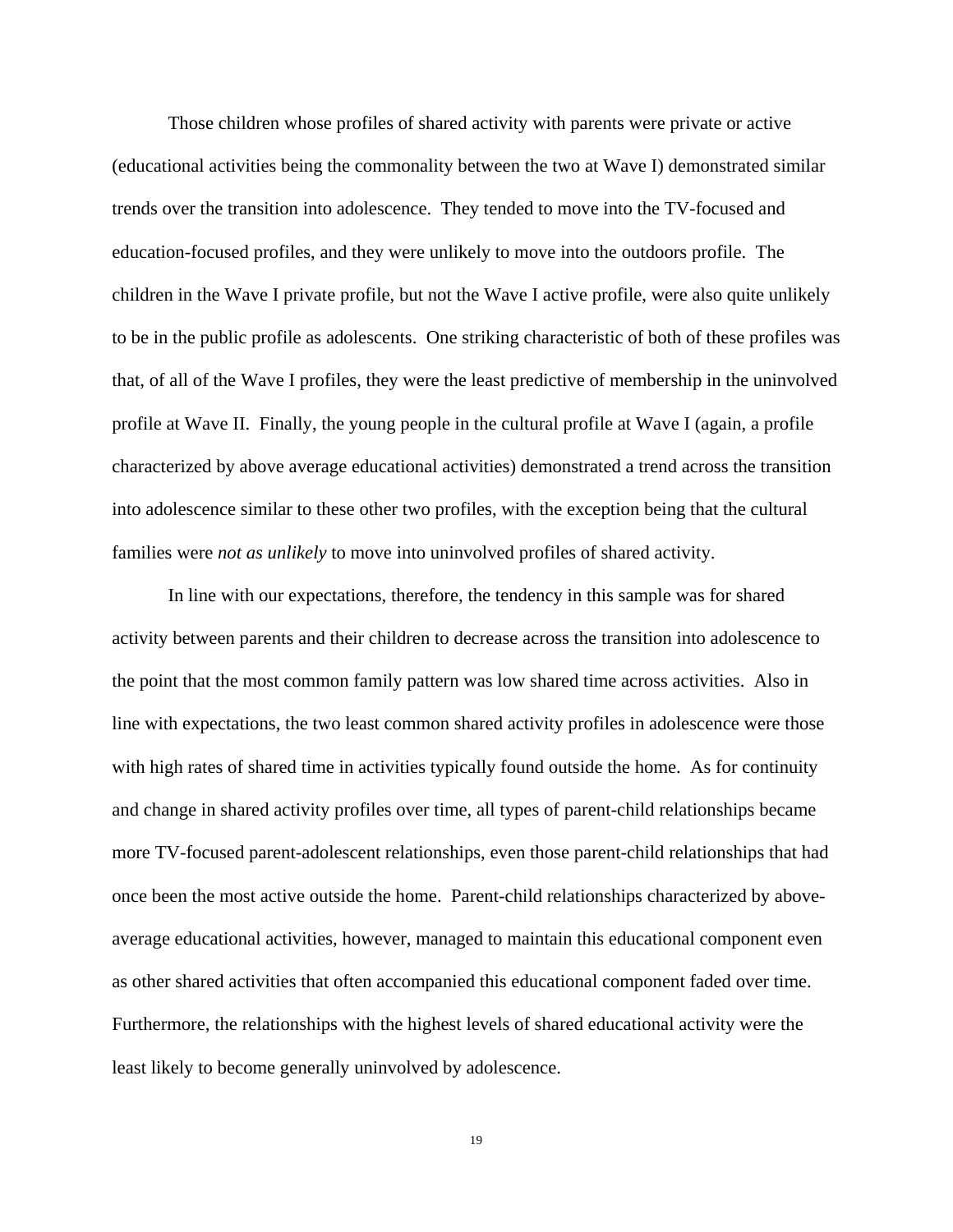Those children whose profiles of shared activity with parents were private or active (educational activities being the commonality between the two at Wave I) demonstrated similar trends over the transition into adolescence. They tended to move into the TV-focused and education-focused profiles, and they were unlikely to move into the outdoors profile. The children in the Wave I private profile, but not the Wave I active profile, were also quite unlikely to be in the public profile as adolescents. One striking characteristic of both of these profiles was that, of all of the Wave I profiles, they were the least predictive of membership in the uninvolved profile at Wave II. Finally, the young people in the cultural profile at Wave I (again, a profile characterized by above average educational activities) demonstrated a trend across the transition into adolescence similar to these other two profiles, with the exception being that the cultural families were *not as unlikely* to move into uninvolved profiles of shared activity.

In line with our expectations, therefore, the tendency in this sample was for shared activity between parents and their children to decrease across the transition into adolescence to the point that the most common family pattern was low shared time across activities. Also in line with expectations, the two least common shared activity profiles in adolescence were those with high rates of shared time in activities typically found outside the home. As for continuity and change in shared activity profiles over time, all types of parent-child relationships became more TV-focused parent-adolescent relationships, even those parent-child relationships that had once been the most active outside the home. Parent-child relationships characterized by above-average educational activities, however, managed to maintain this educational component even as other shared activities that often accompanied this educational component faded over time. Furthermore, the relationships with the highest levels of shared educational activity were the least likely to become generally uninvolved by adolescence.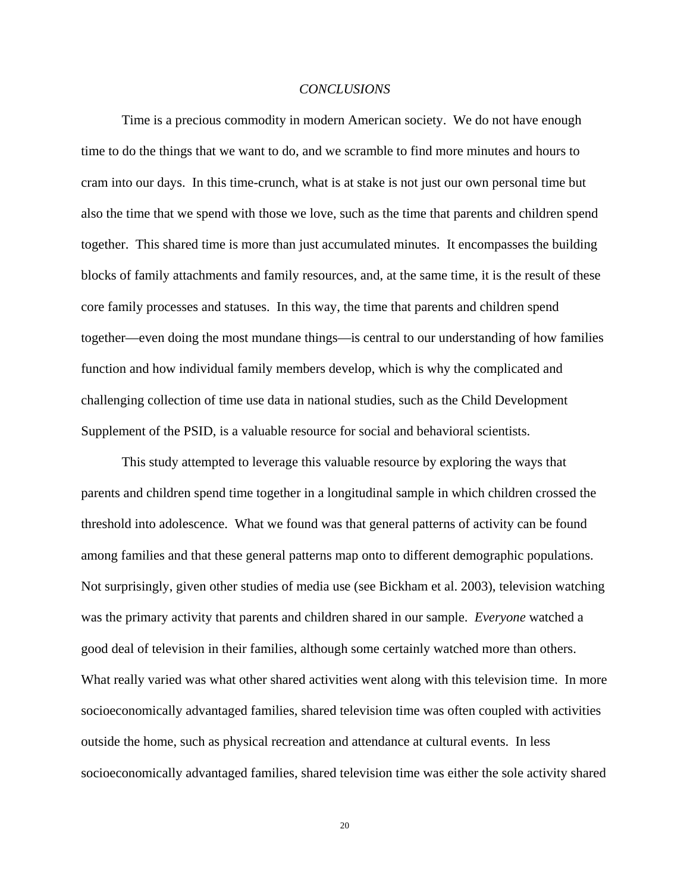## *CONCLUSIONS*

Time is a precious commodity in modern American society. We do not have enough time to do the things that we want to do, and we scramble to find more minutes and hours to cram into our days. In this time-crunch, what is at stake is not just our own personal time but also the time that we spend with those we love, such as the time that parents and children spend together. This shared time is more than just accumulated minutes. It encompasses the building blocks of family attachments and family resources, and, at the same time, it is the result of these core family processes and statuses. In this way, the time that parents and children spend together—even doing the most mundane things—is central to our understanding of how families function and how individual family members develop, which is why the complicated and challenging collection of time use data in national studies, such as the Child Development Supplement of the PSID, is a valuable resource for social and behavioral scientists.

This study attempted to leverage this valuable resource by exploring the ways that parents and children spend time together in a longitudinal sample in which children crossed the threshold into adolescence. What we found was that general patterns of activity can be found among families and that these general patterns map onto to different demographic populations. Not surprisingly, given other studies of media use (see Bickham et al. 2003), television watching was the primary activity that parents and children shared in our sample. *Everyone* watched a good deal of television in their families, although some certainly watched more than others. What really varied was what other shared activities went along with this television time. In more socioeconomically advantaged families, shared television time was often coupled with activities outside the home, such as physical recreation and attendance at cultural events. In less socioeconomically advantaged families, shared television time was either the sole activity shared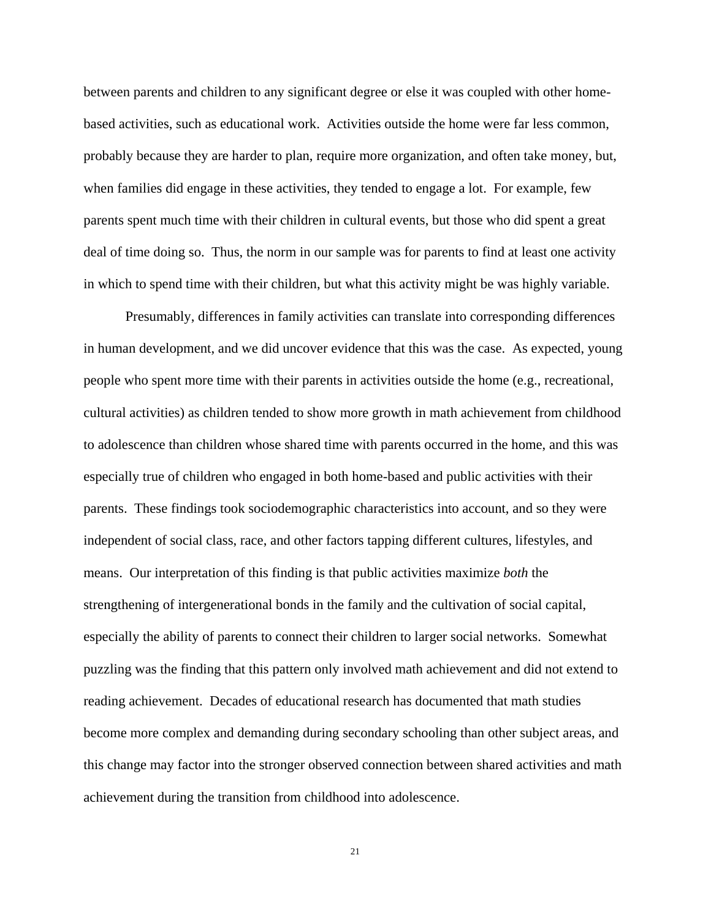between parents and children to any significant degree or else it was coupled with other home-based activities, such as educational work. Activities outside the home were far less common, probably because they are harder to plan, require more organization, and often take money, but, when families did engage in these activities, they tended to engage a lot. For example, few parents spent much time with their children in cultural events, but those who did spent a great deal of time doing so. Thus, the norm in our sample was for parents to find at least one activity in which to spend time with their children, but what this activity might be was highly variable.

Presumably, differences in family activities can translate into corresponding differences in human development, and we did uncover evidence that this was the case. As expected, young people who spent more time with their parents in activities outside the home (e.g., recreational, cultural activities) as children tended to show more growth in math achievement from childhood to adolescence than children whose shared time with parents occurred in the home, and this was especially true of children who engaged in both home-based and public activities with their parents. These findings took sociodemographic characteristics into account, and so they were independent of social class, race, and other factors tapping different cultures, lifestyles, and means. Our interpretation of this finding is that public activities maximize *both* the strengthening of intergenerational bonds in the family and the cultivation of social capital, especially the ability of parents to connect their children to larger social networks. Somewhat puzzling was the finding that this pattern only involved math achievement and did not extend to reading achievement. Decades of educational research has documented that math studies become more complex and demanding during secondary schooling than other subject areas, and this change may factor into the stronger observed connection between shared activities and math achievement during the transition from childhood into adolescence.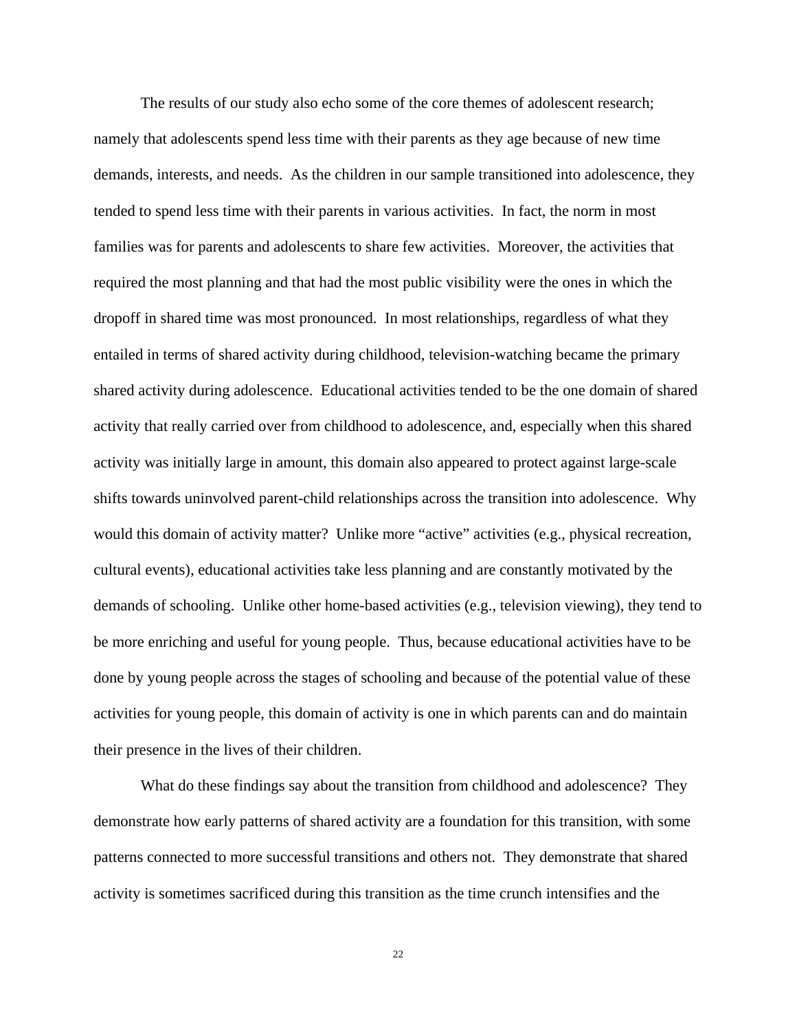The results of our study also echo some of the core themes of adolescent research; namely that adolescents spend less time with their parents as they age because of new time demands, interests, and needs. As the children in our sample transitioned into adolescence, they tended to spend less time with their parents in various activities. In fact, the norm in most families was for parents and adolescents to share few activities. Moreover, the activities that required the most planning and that had the most public visibility were the ones in which the dropoff in shared time was most pronounced. In most relationships, regardless of what they entailed in terms of shared activity during childhood, television-watching became the primary shared activity during adolescence. Educational activities tended to be the one domain of shared activity that really carried over from childhood to adolescence, and, especially when this shared activity was initially large in amount, this domain also appeared to protect against large-scale shifts towards uninvolved parent-child relationships across the transition into adolescence. Why would this domain of activity matter? Unlike more "active" activities (e.g., physical recreation, cultural events), educational activities take less planning and are constantly motivated by the demands of schooling. Unlike other home-based activities (e.g., television viewing), they tend to be more enriching and useful for young people. Thus, because educational activities have to be done by young people across the stages of schooling and because of the potential value of these activities for young people, this domain of activity is one in which parents can and do maintain their presence in the lives of their children.

What do these findings say about the transition from childhood and adolescence? They demonstrate how early patterns of shared activity are a foundation for this transition, with some patterns connected to more successful transitions and others not. They demonstrate that shared activity is sometimes sacrificed during this transition as the time crunch intensifies and the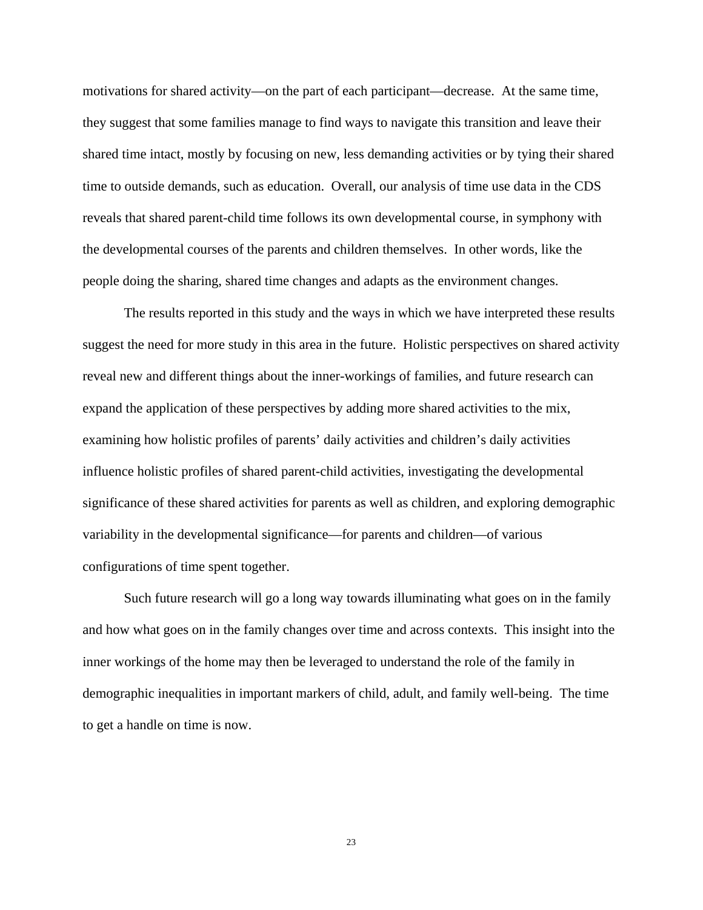motivations for shared activity—on the part of each participant—decrease. At the same time, they suggest that some families manage to find ways to navigate this transition and leave their shared time intact, mostly by focusing on new, less demanding activities or by tying their shared time to outside demands, such as education. Overall, our analysis of time use data in the CDS reveals that shared parent-child time follows its own developmental course, in symphony with the developmental courses of the parents and children themselves. In other words, like the people doing the sharing, shared time changes and adapts as the environment changes.

The results reported in this study and the ways in which we have interpreted these results suggest the need for more study in this area in the future. Holistic perspectives on shared activity reveal new and different things about the inner-workings of families, and future research can expand the application of these perspectives by adding more shared activities to the mix, examining how holistic profiles of parents' daily activities and children's daily activities influence holistic profiles of shared parent-child activities, investigating the developmental significance of these shared activities for parents as well as children, and exploring demographic variability in the developmental significance—for parents and children—of various configurations of time spent together.

Such future research will go a long way towards illuminating what goes on in the family and how what goes on in the family changes over time and across contexts. This insight into the inner workings of the home may then be leveraged to understand the role of the family in demographic inequalities in important markers of child, adult, and family well-being. The time to get a handle on time is now.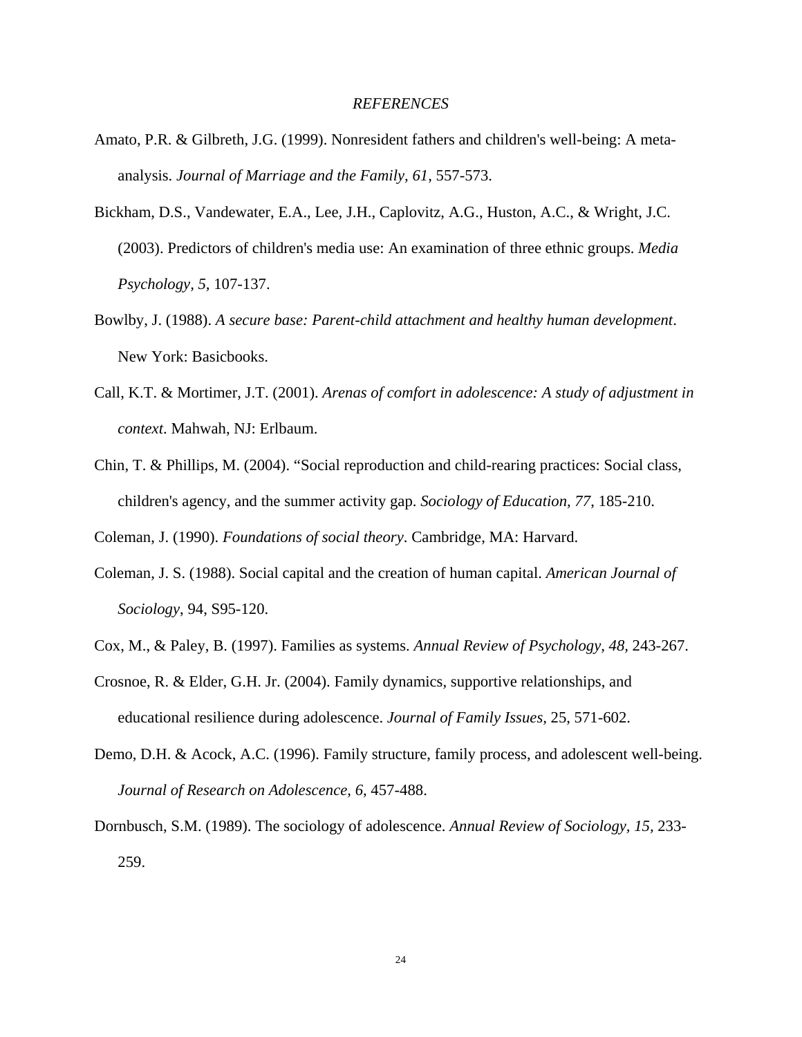*REFERENCES*

Amato, P.R. & Gilbreth, J.G. (1999). Nonresident fathers and children's well-being: A meta-analysis. *Journal of Marriage and the Family, 61*, 557-573.

Bickham, D.S., Vandewater, E.A., Lee, J.H., Caplovitz, A.G., Huston, A.C., & Wright, J.C. (2003). Predictors of children's media use: An examination of three ethnic groups. *Media Psychology, 5*, 107-137.

Bowlby, J. (1988). *A secure base: Parent-child attachment and healthy human development*. New York: Basicbooks.

Call, K.T. & Mortimer, J.T. (2001). *Arenas of comfort in adolescence: A study of adjustment in context*. Mahwah, NJ: Erlbaum.

Chin, T. & Phillips, M. (2004). "Social reproduction and child-rearing practices: Social class, children's agency, and the summer activity gap. *Sociology of Education, 77*, 185-210.

Coleman, J. (1990). *Foundations of social theory*. Cambridge, MA: Harvard.

Coleman, J. S. (1988). Social capital and the creation of human capital. *American Journal of Sociology*, 94, S95-120.

Cox, M., & Paley, B. (1997). Families as systems. *Annual Review of Psychology, 48*, 243-267.

Crosnoe, R. & Elder, G.H. Jr. (2004). Family dynamics, supportive relationships, and educational resilience during adolescence. *Journal of Family Issues*, 25, 571-602.

Demo, D.H. & Acock, A.C. (1996). Family structure, family process, and adolescent well-being. *Journal of Research on Adolescence, 6*, 457-488.

Dornbusch, S.M. (1989). The sociology of adolescence. *Annual Review of Sociology, 15*, 233-259.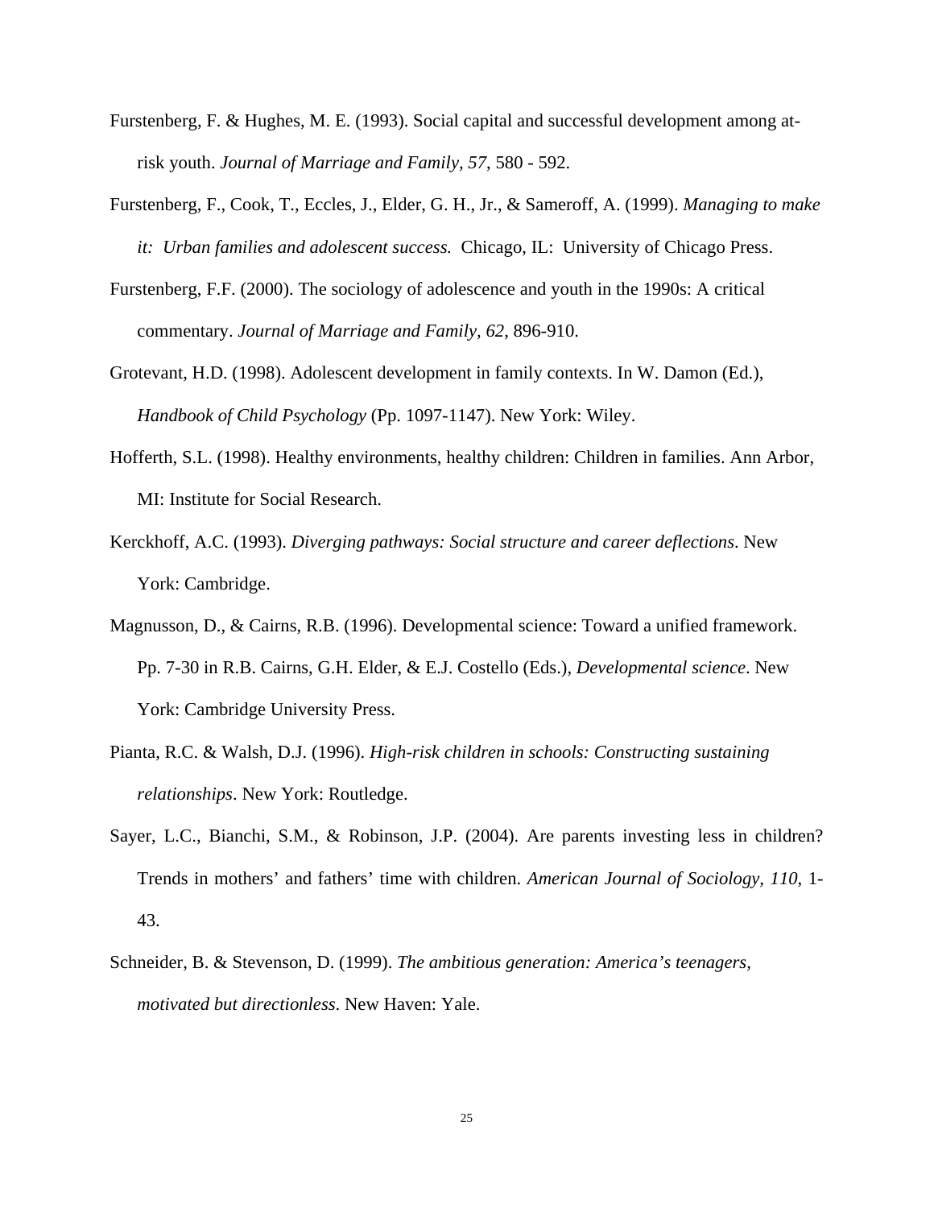Furstenberg, F. & Hughes, M. E. (1993). Social capital and successful development among at-risk youth. *Journal of Marriage and Family, 57*, 580 - 592.

Furstenberg, F., Cook, T., Eccles, J., Elder, G. H., Jr., & Sameroff, A. (1999). *Managing to make it: Urban families and adolescent success.* Chicago, IL: University of Chicago Press.

Furstenberg, F.F. (2000). The sociology of adolescence and youth in the 1990s: A critical commentary. *Journal of Marriage and Family, 62*, 896-910.

Grotevant, H.D. (1998). Adolescent development in family contexts. In W. Damon (Ed.), *Handbook of Child Psychology* (Pp. 1097-1147). New York: Wiley.

Hofferth, S.L. (1998). Healthy environments, healthy children: Children in families. Ann Arbor, MI: Institute for Social Research.

Kerckhoff, A.C. (1993). *Diverging pathways: Social structure and career deflections*. New York: Cambridge.

Magnusson, D., & Cairns, R.B. (1996). Developmental science: Toward a unified framework. Pp. 7-30 in R.B. Cairns, G.H. Elder, & E.J. Costello (Eds.), *Developmental science*. New York: Cambridge University Press.

Pianta, R.C. & Walsh, D.J. (1996). *High-risk children in schools: Constructing sustaining relationships*. New York: Routledge.

Sayer, L.C., Bianchi, S.M., & Robinson, J.P. (2004). Are parents investing less in children? Trends in mothers' and fathers' time with children. *American Journal of Sociology*, *110*, 1-43.

Schneider, B. & Stevenson, D. (1999). *The ambitious generation: America's teenagers, motivated but directionless*. New Haven: Yale.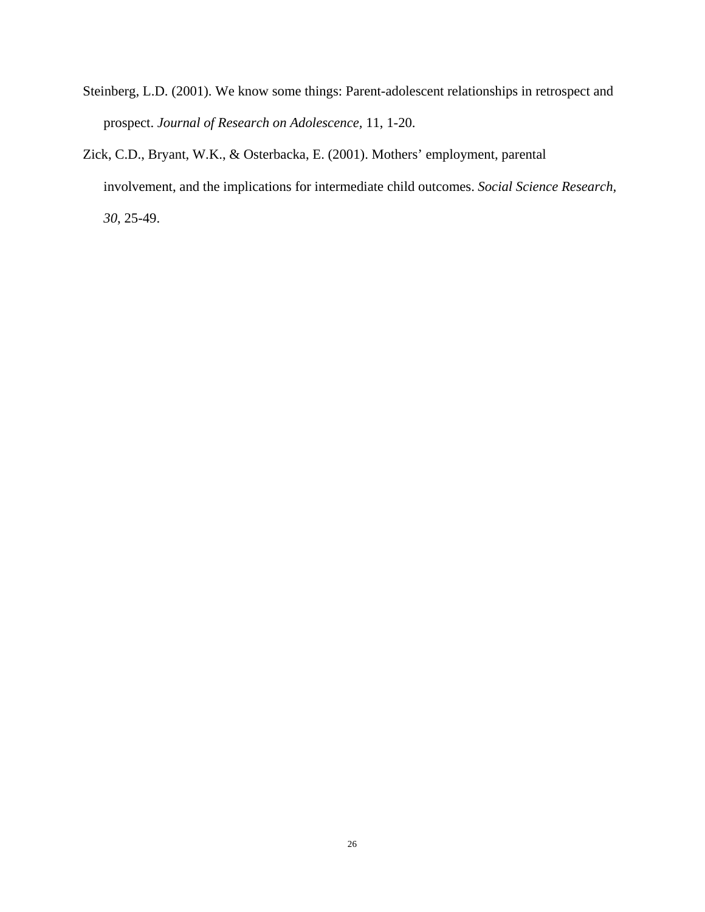Steinberg, L.D. (2001). We know some things: Parent-adolescent relationships in retrospect and prospect. *Journal of Research on Adolescence*, 11, 1-20.

Zick, C.D., Bryant, W.K., & Osterbacka, E. (2001). Mothers' employment, parental involvement, and the implications for intermediate child outcomes. *Social Science Research, 30*, 25-49.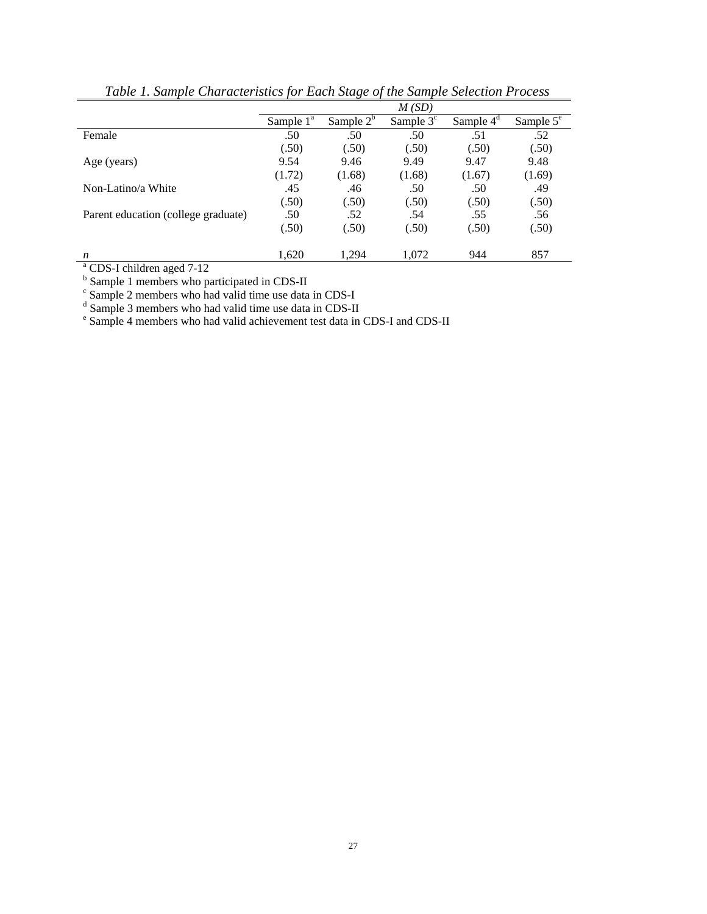*Table 1. Sample Characteristics for Each Stage of the Sample Selection Process*

| | *M (SD)* | | | | |
|---|---|---|---|---|---|
| | Sample 1[a] | Sample 2[b] | Sample 3[c] | Sample 4[d] | Sample 5[e] |
| Female | .50 | .50 | .50 | .51 | .52 |
| | (.50) | (.50) | (.50) | (.50) | (.50) |
| Age (years) | 9.54 | 9.46 | 9.49 | 9.47 | 9.48 |
| | (1.72) | (1.68) | (1.68) | (1.67) | (1.69) |
| Non-Latino/a White | .45 | .46 | .50 | .50 | .49 |
| | (.50) | (.50) | (.50) | (.50) | (.50) |
| Parent education (college graduate) | .50 | .52 | .54 | .55 | .56 |
| | (.50) | (.50) | (.50) | (.50) | (.50) |
| *n* | 1,620 | 1,294 | 1,072 | 944 | 857 |

[a] CDS-I children aged 7-12
[b] Sample 1 members who participated in CDS-II
[c] Sample 2 members who had valid time use data in CDS-I
[d] Sample 3 members who had valid time use data in CDS-II
[e] Sample 4 members who had valid achievement test data in CDS-I and CDS-II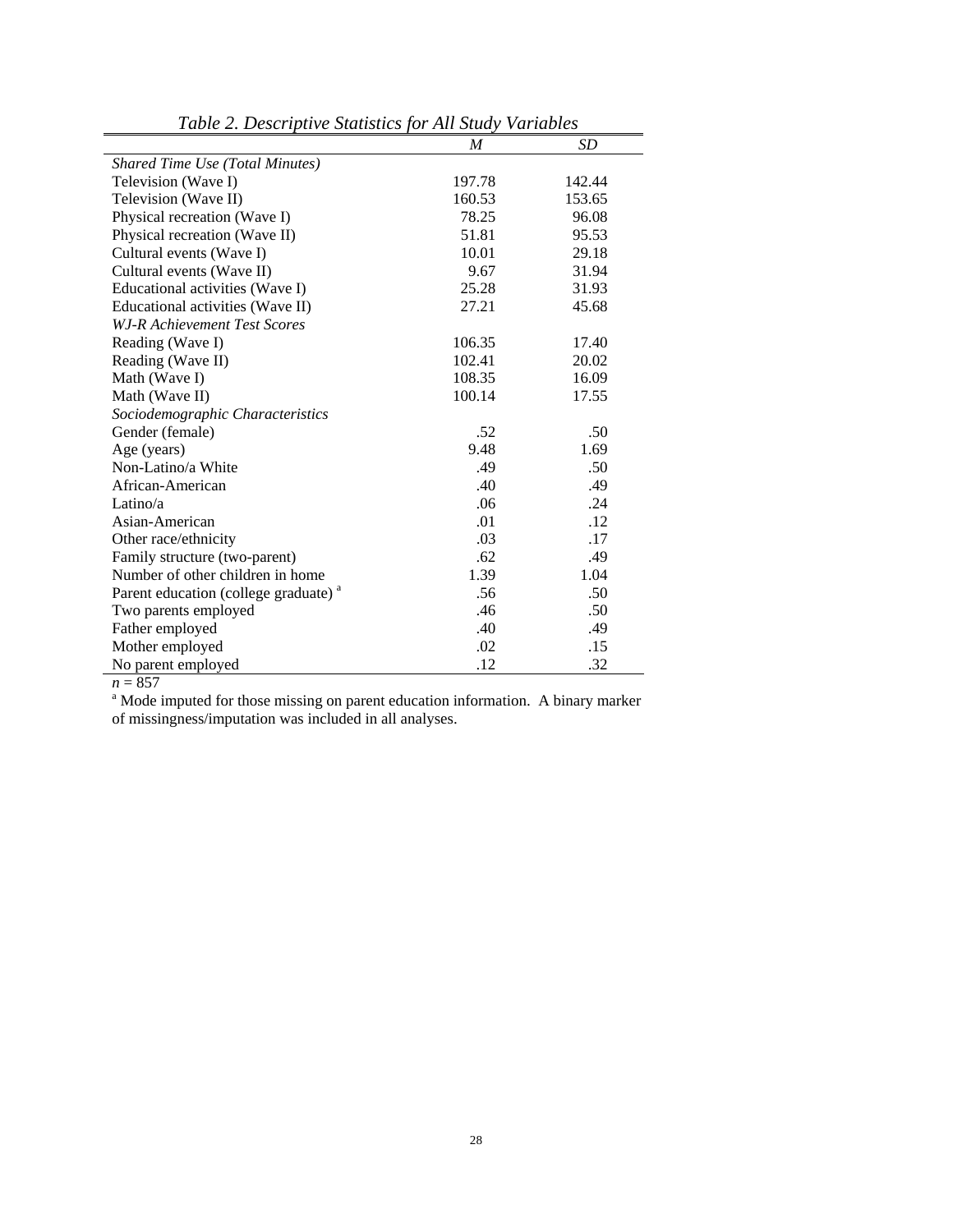*Table 2. Descriptive Statistics for All Study Variables*

| | *M* | *SD* |
|---|---|---|
| *Shared Time Use (Total Minutes)* | | |
| Television (Wave I) | 197.78 | 142.44 |
| Television (Wave II) | 160.53 | 153.65 |
| Physical recreation (Wave I) | 78.25 | 96.08 |
| Physical recreation (Wave II) | 51.81 | 95.53 |
| Cultural events (Wave I) | 10.01 | 29.18 |
| Cultural events (Wave II) | 9.67 | 31.94 |
| Educational activities (Wave I) | 25.28 | 31.93 |
| Educational activities (Wave II) | 27.21 | 45.68 |
| *WJ-R Achievement Test Scores* | | |
| Reading (Wave I) | 106.35 | 17.40 |
| Reading (Wave II) | 102.41 | 20.02 |
| Math (Wave I) | 108.35 | 16.09 |
| Math (Wave II) | 100.14 | 17.55 |
| *Sociodemographic Characteristics* | | |
| Gender (female) | .52 | .50 |
| Age (years) | 9.48 | 1.69 |
| Non-Latino/a White | .49 | .50 |
| African-American | .40 | .49 |
| Latino/a | .06 | .24 |
| Asian-American | .01 | .12 |
| Other race/ethnicity | .03 | .17 |
| Family structure (two-parent) | .62 | .49 |
| Number of other children in home | 1.39 | 1.04 |
| Parent education (college graduate) [a] | .56 | .50 |
| Two parents employed | .46 | .50 |
| Father employed | .40 | .49 |
| Mother employed | .02 | .15 |
| No parent employed | .12 | .32 |

*n* = 857

[a] Mode imputed for those missing on parent education information. A binary marker of missingness/imputation was included in all analyses.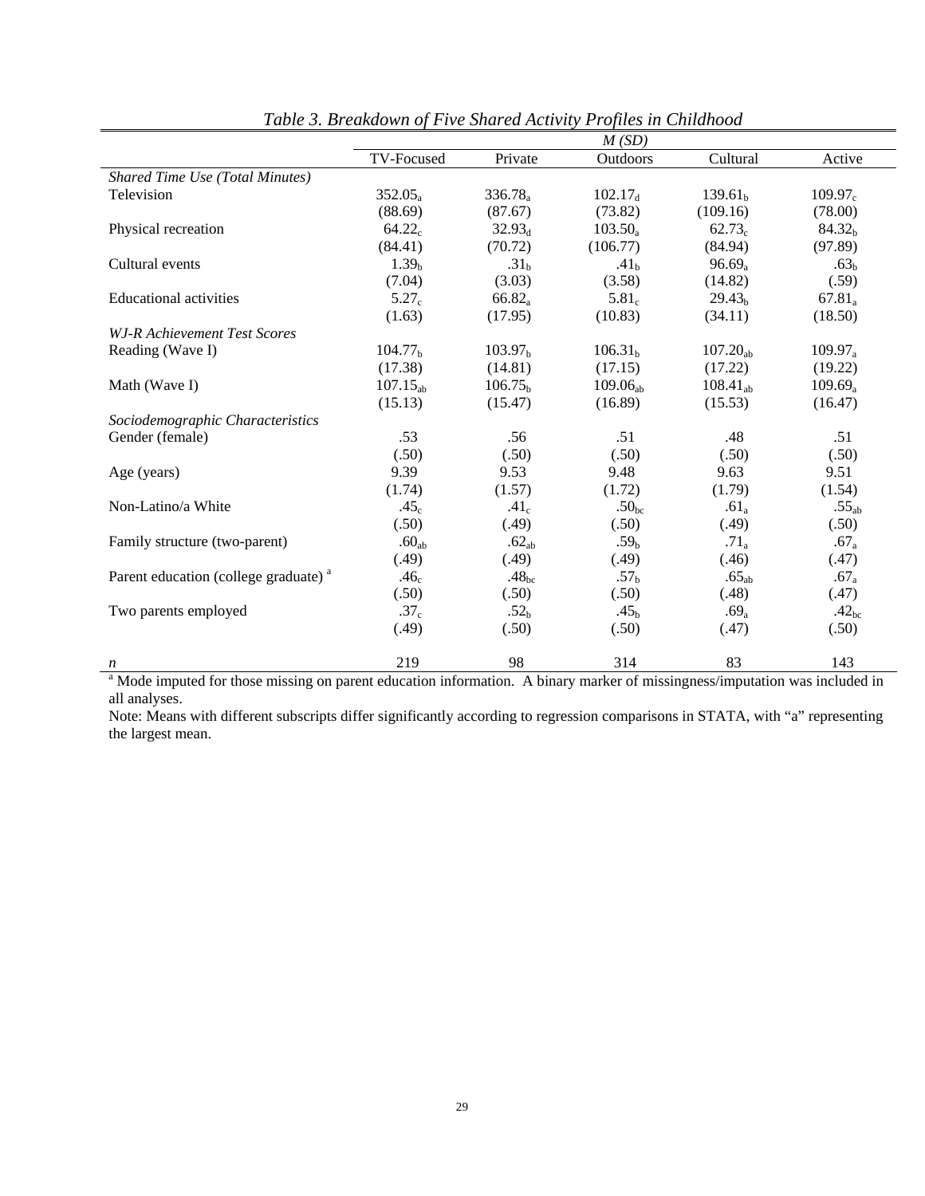*Table 3. Breakdown of Five Shared Activity Profiles in Childhood*

| | *M (SD)* | | | | |
|---|---|---|---|---|---|
| | TV-Focused | Private | Outdoors | Cultural | Active |
| *Shared Time Use (Total Minutes)* | | | | | |
| Television | $352.05_{a}$ | $336.78_{a}$ | $102.17_{d}$ | $139.61_{b}$ | $109.97_{c}$ |
| | (88.69) | (87.67) | (73.82) | (109.16) | (78.00) |
| Physical recreation | $64.22_{c}$ | $32.93_{d}$ | $103.50_{a}$ | $62.73_{c}$ | $84.32_{b}$ |
| | (84.41) | (70.72) | (106.77) | (84.94) | (97.89) |
| Cultural events | $1.39_{b}$ | $.31_{b}$ | $.41_{b}$ | $96.69_{a}$ | $.63_{b}$ |
| | (7.04) | (3.03) | (3.58) | (14.82) | (.59) |
| Educational activities | $5.27_{c}$ | $66.82_{a}$ | $5.81_{c}$ | $29.43_{b}$ | $67.81_{a}$ |
| | (1.63) | (17.95) | (10.83) | (34.11) | (18.50) |
| *WJ-R Achievement Test Scores* | | | | | |
| Reading (Wave I) | $104.77_{b}$ | $103.97_{b}$ | $106.31_{b}$ | $107.20_{ab}$ | $109.97_{a}$ |
| | (17.38) | (14.81) | (17.15) | (17.22) | (19.22) |
| Math (Wave I) | $107.15_{ab}$ | $106.75_{b}$ | $109.06_{ab}$ | $108.41_{ab}$ | $109.69_{a}$ |
| | (15.13) | (15.47) | (16.89) | (15.53) | (16.47) |
| *Sociodemographic Characteristics* | | | | | |
| Gender (female) | .53 | .56 | .51 | .48 | .51 |
| | (.50) | (.50) | (.50) | (.50) | (.50) |
| Age (years) | 9.39 | 9.53 | 9.48 | 9.63 | 9.51 |
| | (1.74) | (1.57) | (1.72) | (1.79) | (1.54) |
| Non-Latino/a White | $.45_{c}$ | $.41_{c}$ | $.50_{bc}$ | $.61_{a}$ | $.55_{ab}$ |
| | (.50) | (.49) | (.50) | (.49) | (.50) |
| Family structure (two-parent) | $.60_{ab}$ | $.62_{ab}$ | $.59_{b}$ | $.71_{a}$ | $.67_{a}$ |
| | (.49) | (.49) | (.49) | (.46) | (.47) |
| Parent education (college graduate) [a] | $.46_{c}$ | $.48_{bc}$ | $.57_{b}$ | $.65_{ab}$ | $.67_{a}$ |
| | (.50) | (.50) | (.50) | (.48) | (.47) |
| Two parents employed | $.37_{c}$ | $.52_{b}$ | $.45_{b}$ | $.69_{a}$ | $.42_{bc}$ |
| | (.49) | (.50) | (.50) | (.47) | (.50) |
| *n* | 219 | 98 | 314 | 83 | 143 |

[a] Mode imputed for those missing on parent education information. A binary marker of missingness/imputation was included in all analyses.

Note: Means with different subscripts differ significantly according to regression comparisons in STATA, with "a" representing the largest mean.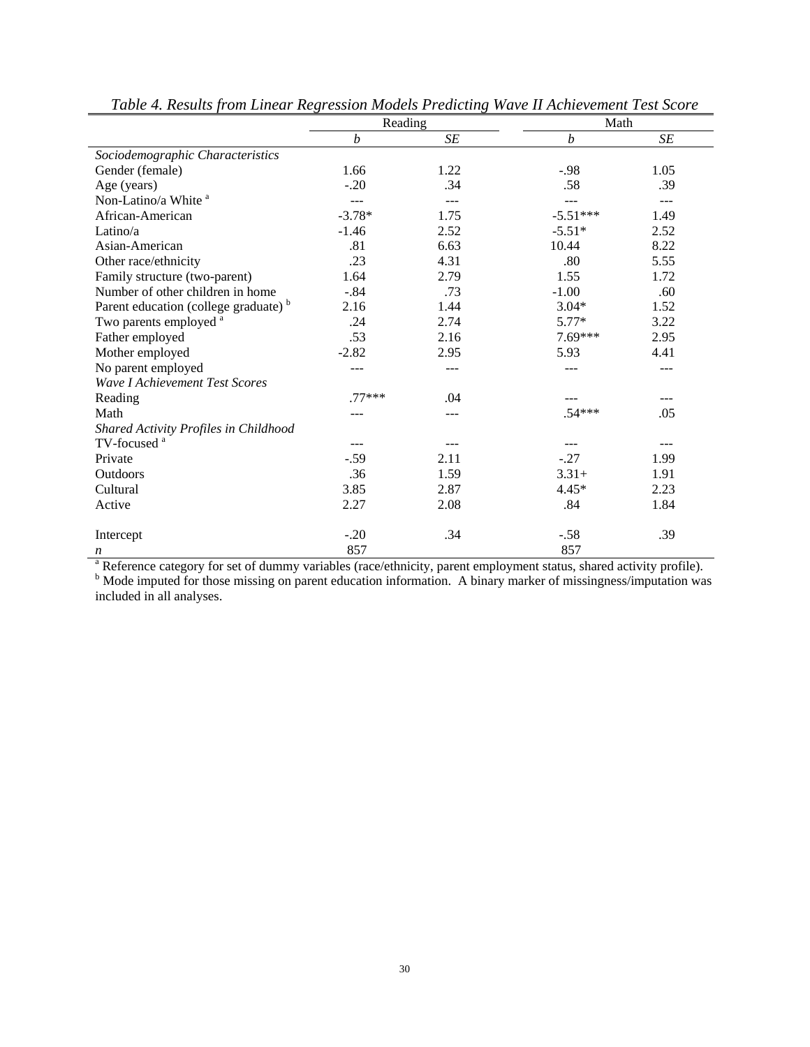*Table 4. Results from Linear Regression Models Predicting Wave II Achievement Test Score*

| | Reading | | Math | |
|---|---|---|---|---|
| | *b* | *SE* | *b* | *SE* |
| *Sociodemographic Characteristics* | | | | |
| Gender (female) | 1.66 | 1.22 | -.98 | 1.05 |
| Age (years) | -.20 | .34 | .58 | .39 |
| Non-Latino/a White [a] | --- | --- | --- | --- |
| African-American | -3.78* | 1.75 | -5.51*** | 1.49 |
| Latino/a | -1.46 | 2.52 | -5.51* | 2.52 |
| Asian-American | .81 | 6.63 | 10.44 | 8.22 |
| Other race/ethnicity | .23 | 4.31 | .80 | 5.55 |
| Family structure (two-parent) | 1.64 | 2.79 | 1.55 | 1.72 |
| Number of other children in home | -.84 | .73 | -1.00 | .60 |
| Parent education (college graduate) [b] | 2.16 | 1.44 | 3.04* | 1.52 |
| Two parents employed [a] | .24 | 2.74 | 5.77* | 3.22 |
| Father employed | .53 | 2.16 | 7.69*** | 2.95 |
| Mother employed | -2.82 | 2.95 | 5.93 | 4.41 |
| No parent employed | --- | --- | --- | --- |
| *Wave I Achievement Test Scores* | | | | |
| Reading | .77*** | .04 | --- | --- |
| Math | --- | --- | .54*** | .05 |
| *Shared Activity Profiles in Childhood* | | | | |
| TV-focused [a] | --- | --- | --- | --- |
| Private | -.59 | 2.11 | -.27 | 1.99 |
| Outdoors | .36 | 1.59 | 3.31+ | 1.91 |
| Cultural | 3.85 | 2.87 | 4.45* | 2.23 |
| Active | 2.27 | 2.08 | .84 | 1.84 |
| Intercept | -.20 | .34 | -.58 | .39 |
| *n* | 857 | | 857 | |

[a] Reference category for set of dummy variables (race/ethnicity, parent employment status, shared activity profile).
[b] Mode imputed for those missing on parent education information. A binary marker of missingness/imputation was included in all analyses.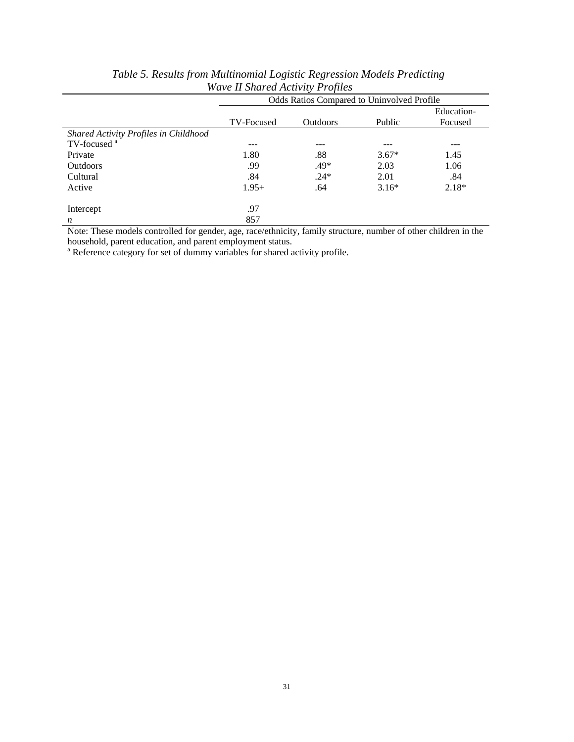*Table 5. Results from Multinomial Logistic Regression Models Predicting Wave II Shared Activity Profiles*

| | Odds Ratios Compared to Uninvolved Profile | | | |
|---|---|---|---|---|
| | TV-Focused | Outdoors | Public | Education-Focused |
| *Shared Activity Profiles in Childhood* | | | | |
| TV-focused [a] | --- | --- | --- | --- |
| Private | 1.80 | .88 | 3.67* | 1.45 |
| Outdoors | .99 | .49* | 2.03 | 1.06 |
| Cultural | .84 | .24* | 2.01 | .84 |
| Active | 1.95+ | .64 | 3.16* | 2.18* |
| | | | | |
| Intercept | .97 | | | |
| *n* | 857 | | | |

Note: These models controlled for gender, age, race/ethnicity, family structure, number of other children in the household, parent education, and parent employment status.

[a] Reference category for set of dummy variables for shared activity profile.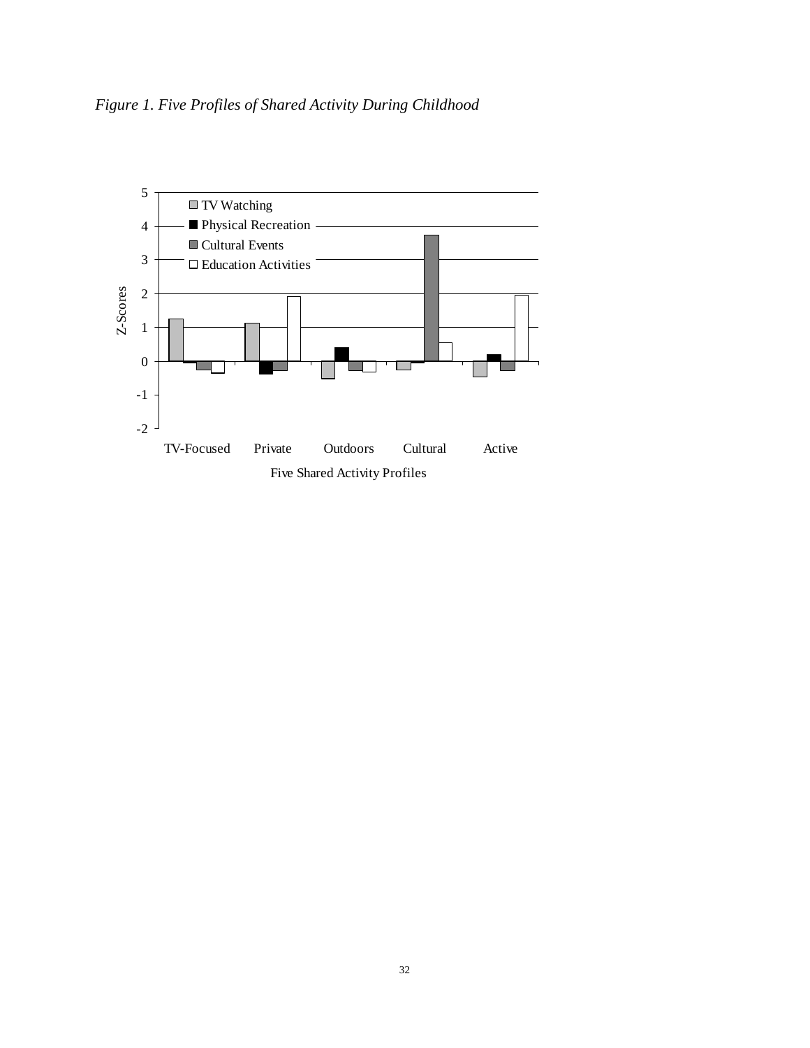*Figure 1. Five Profiles of Shared Activity During Childhood*

| Z-Scores | TV Watching | Physical Recreation | Cultural Events | Education Activities |
|---|---|---|---|---|
| TV-Focused | 1.25 | -0.05 | -0.25 | -0.35 |
| Private | 1.12 | -0.38 | -0.28 | 1.92 |
| Outdoors | -0.52 | 0.40 | -0.28 | -0.32 |
| Cultural | -0.25 | -0.05 | 3.73 | 0.55 |
| Active | -0.47 | 0.20 | -0.28 | 1.95 |

Five Shared Activity Profiles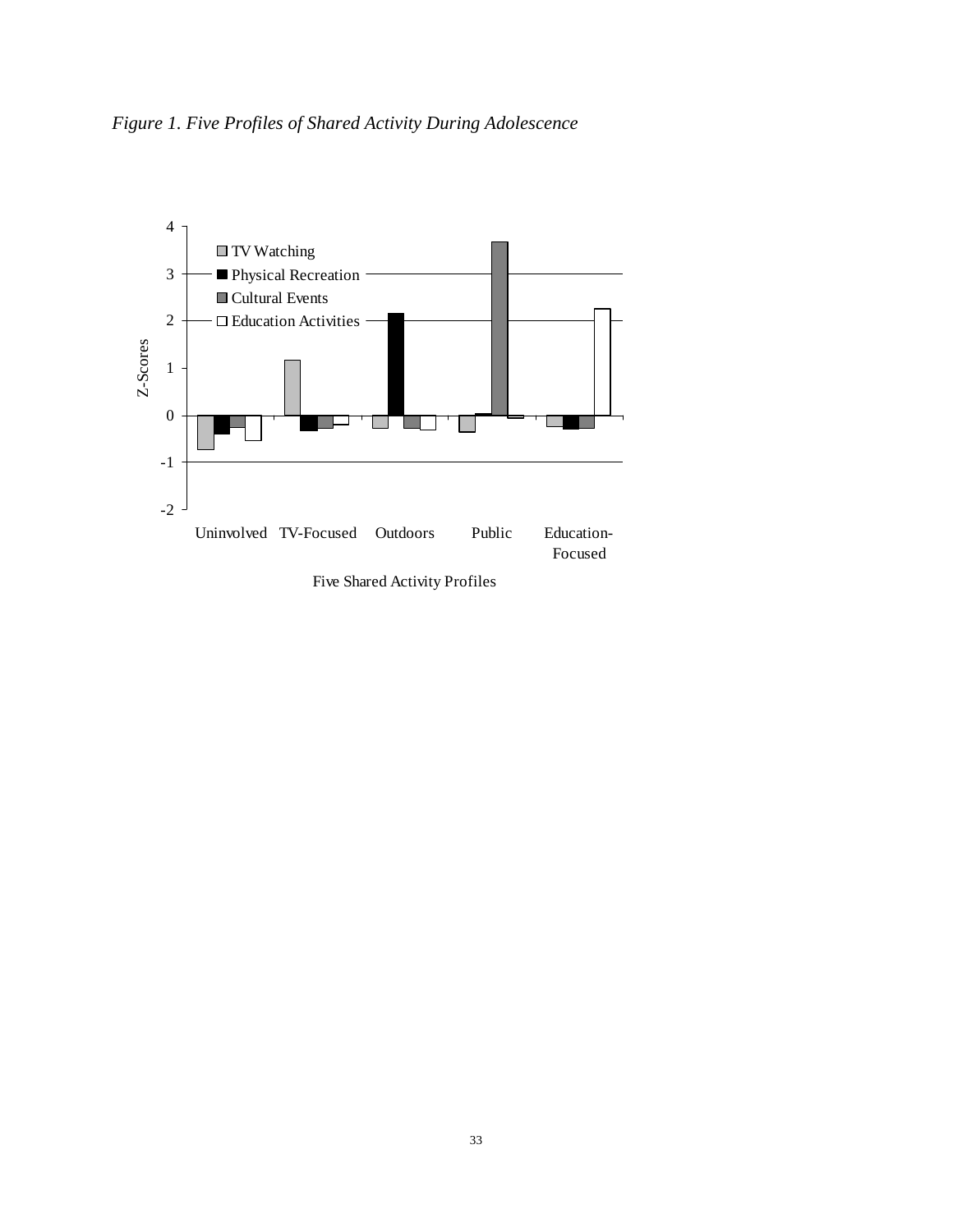*Figure 1. Five Profiles of Shared Activity During Adolescence*

4
3
2
1
0
-1
-2

Z-Scores

TV Watching
Physical Recreation
Cultural Events
Education Activities

Uninvolved
TV-Focused
Outdoors
Public
Education-Focused

Five Shared Activity Profiles